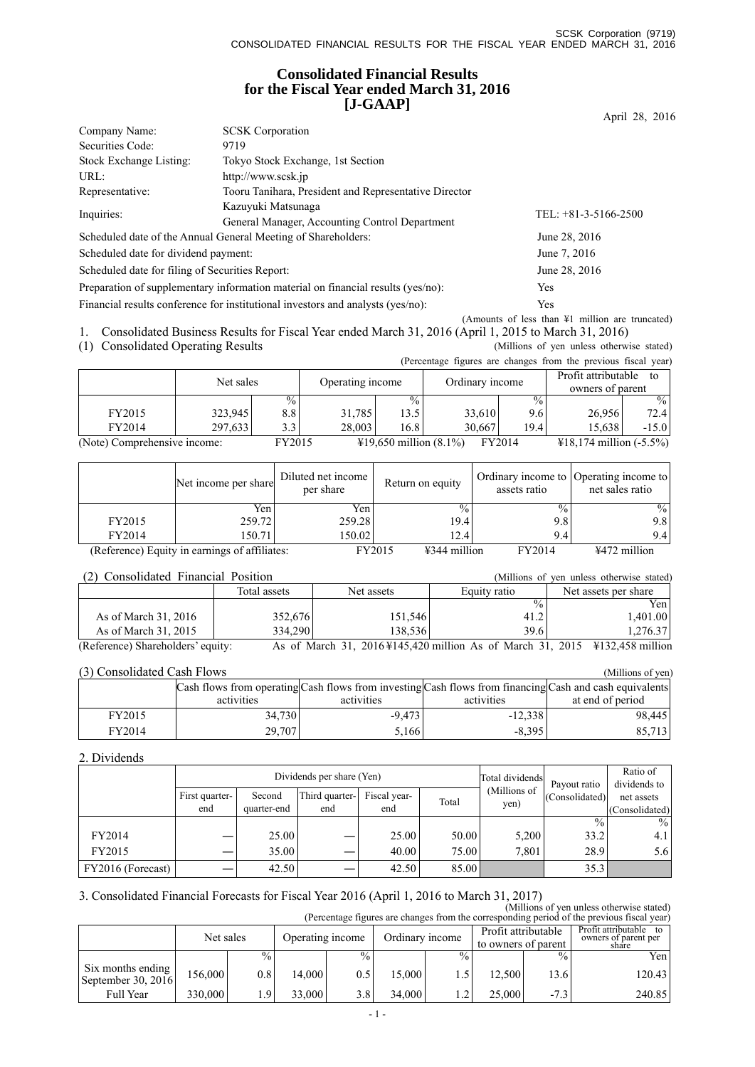# Consolidated Financial Results for the Fiscal Year ended March 31, 2016 [J-GAAP]

April 28, 2016

| | | |
|---|---|---|
| Company Name: | SCSK Corporation | |
| Securities Code: | 9719 | |
| Stock Exchange Listing: | Tokyo Stock Exchange, 1st Section | |
| URL: | http://www.scsk.jp | |
| Representative: | Tooru Tanihara, President and Representative Director | |
| Inquiries: | Kazuyuki Matsunaga<br>General Manager, Accounting Control Department | TEL: +81-3-5166-2500 |
| Scheduled date of the Annual General Meeting of Shareholders: | | June 28, 2016 |
| Scheduled date for dividend payment: | | June 7, 2016 |
| Scheduled date for filing of Securities Report: | | June 28, 2016 |
| Preparation of supplementary information material on financial results (yes/no): | | Yes |
| Financial results conference for institutional investors and analysts (yes/no): | | Yes |

(Amounts of less than ¥1 million are truncated)

1. Consolidated Business Results for Fiscal Year ended March 31, 2016 (April 1, 2015 to March 31, 2016)

(1) Consolidated Operating Results

(Millions of yen unless otherwise stated)

(Percentage figures are changes from the previous fiscal year)

| | Net sales | | Operating income | | Ordinary income | | Profit attributable to owners of parent | |
|---|---|---|---|---|---|---|---|---|
| | | % | | % | | % | | % |
| FY2015 | 323,945 | 8.8 | 31,785 | 13.5 | 33,610 | 9.6 | 26,956 | 72.4 |
| FY2014 | 297,633 | 3.3 | 28,003 | 16.8 | 30,667 | 19.4 | 15,638 | -15.0 |

(Note) Comprehensive income: FY2015 ¥19,650 million (8.1%) FY2014 ¥18,174 million (-5.5%)

| | Net income per share | Diluted net income per share | Return on equity | Ordinary income to assets ratio | Operating income to net sales ratio |
|---|---|---|---|---|---|
| | Yen | Yen | % | % | % |
| FY2015 | 259.72 | 259.28 | 19.4 | 9.8 | 9.8 |
| FY2014 | 150.71 | 150.02 | 12.4 | 9.4 | 9.4 |

(Reference) Equity in earnings of affiliates: FY2015 ¥344 million FY2014 ¥472 million

(2) Consolidated Financial Position

(Millions of yen unless otherwise stated)

| | Total assets | Net assets | Equity ratio | Net assets per share |
|---|---|---|---|---|
| | | | % | Yen |
| As of March 31, 2016 | 352,676 | 151,546 | 41.2 | 1,401.00 |
| As of March 31, 2015 | 334,290 | 138,536 | 39.6 | 1,276.37 |

(Reference) Shareholders' equity: As of March 31, 2016 ¥145,420 million As of March 31, 2015 ¥132,458 million

(3) Consolidated Cash Flows

(Millions of yen)

| | Cash flows from operating activities | Cash flows from investing activities | Cash flows from financing activities | Cash and cash equivalents at end of period |
|---|---|---|---|---|
| FY2015 | 34,730 | -9,473 | -12,338 | 98,445 |
| FY2014 | 29,707 | 5,166 | -8,395 | 85,713 |

2. Dividends

| | Dividends per share (Yen) | | | | | Total dividends (Millions of yen) | Payout ratio (Consolidated) | Ratio of dividends to net assets (Consolidated) |
|---|---|---|---|---|---|---|---|---|
| | First quarter-end | Second quarter-end | Third quarter-end | Fiscal year-end | Total | | | |
| | | | | | | | % | % |
| FY2014 | ― | 25.00 | ― | 25.00 | 50.00 | 5,200 | 33.2 | 4.1 |
| FY2015 | ― | 35.00 | ― | 40.00 | 75.00 | 7,801 | 28.9 | 5.6 |
| FY2016 (Forecast) | ― | 42.50 | ― | 42.50 | 85.00 | | 35.3 | |

3. Consolidated Financial Forecasts for Fiscal Year 2016 (April 1, 2016 to March 31, 2017)

(Millions of yen unless otherwise stated)

(Percentage figures are changes from the corresponding period of the previous fiscal year)

| | Net sales | | Operating income | | Ordinary income | | Profit attributable to owners of parent | | Profit attributable to owners of parent per share |
|---|---|---|---|---|---|---|---|---|---|
| | | % | | % | | % | | % | Yen |
| Six months ending September 30, 2016 | 156,000 | 0.8 | 14,000 | 0.5 | 15,000 | 1.5 | 12,500 | 13.6 | 120.43 |
| Full Year | 330,000 | 1.9 | 33,000 | 3.8 | 34,000 | 1.2 | 25,000 | -7.3 | 240.85 |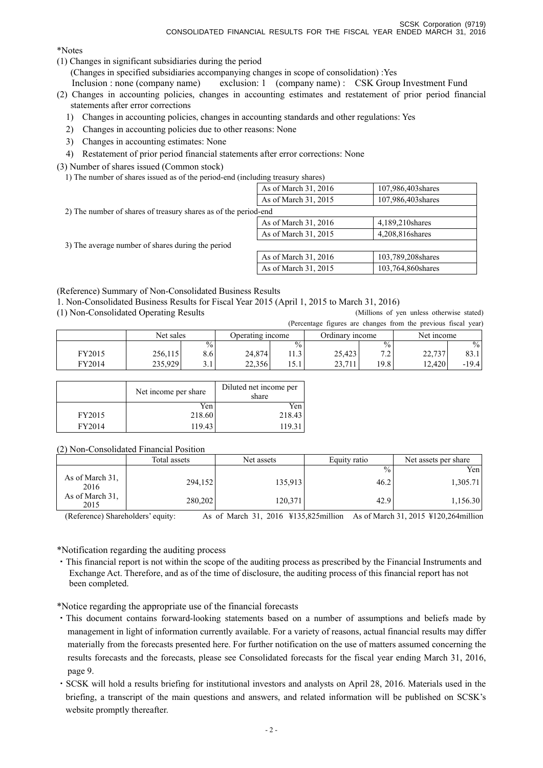*Notes

(1) Changes in significant subsidiaries during the period
  (Changes in specified subsidiaries accompanying changes in scope of consolidation) :Yes
  Inclusion : none (company name)   exclusion: 1  (company name) :  CSK Group Investment Fund

(2) Changes in accounting policies, changes in accounting estimates and restatement of prior period financial statements after error corrections
  1) Changes in accounting policies, changes in accounting standards and other regulations: Yes
  2) Changes in accounting policies due to other reasons: None
  3) Changes in accounting estimates: None
  4) Restatement of prior period financial statements after error corrections: None

(3) Number of shares issued (Common stock)

1) The number of shares issued as of the period-end (including treasury shares)

| | |
|---|---|
| As of March 31, 2016 | 107,986,403shares |
| As of March 31, 2015 | 107,986,403shares |

2) The number of shares of treasury shares as of the period-end

| | |
|---|---|
| As of March 31, 2016 | 4,189,210shares |
| As of March 31, 2015 | 4,208,816shares |

3) The average number of shares during the period

| | |
|---|---|
| As of March 31, 2016 | 103,789,208shares |
| As of March 31, 2015 | 103,764,860shares |

(Reference) Summary of Non-Consolidated Business Results

1. Non-Consolidated Business Results for Fiscal Year 2015 (April 1, 2015 to March 31, 2016)

(1) Non-Consolidated Operating Results

(Millions of yen unless otherwise stated)

(Percentage figures are changes from the previous fiscal year)

| | Net sales | | Operating income | | Ordinary income | | Net income | |
|---|---|---|---|---|---|---|---|---|
| | | % | | % | | % | | % |
| FY2015 | 256,115 | 8.6 | 24,874 | 11.3 | 25,423 | 7.2 | 22,737 | 83.1 |
| FY2014 | 235,929 | 3.1 | 22,356 | 15.1 | 23,711 | 19.8 | 12,420 | -19.4 |

| | Net income per share | Diluted net income per share |
|---|---|---|
| | Yen | Yen |
| FY2015 | 218.60 | 218.43 |
| FY2014 | 119.43 | 119.31 |

(2) Non-Consolidated Financial Position

| | Total assets | Net assets | Equity ratio | Net assets per share |
|---|---|---|---|---|
| | | | % | Yen |
| As of March 31, 2016 | 294,152 | 135,913 | 46.2 | 1,305.71 |
| As of March 31, 2015 | 280,202 | 120,371 | 42.9 | 1,156.30 |

(Reference) Shareholders' equity:  As of March 31, 2016 ¥135,825million  As of March 31, 2015 ¥120,264million

*Notification regarding the auditing process

・This financial report is not within the scope of the auditing process as prescribed by the Financial Instruments and Exchange Act. Therefore, and as of the time of disclosure, the auditing process of this financial report has not been completed.

*Notice regarding the appropriate use of the financial forecasts

・This document contains forward-looking statements based on a number of assumptions and beliefs made by management in light of information currently available. For a variety of reasons, actual financial results may differ materially from the forecasts presented here. For further notification on the use of matters assumed concerning the results forecasts and the forecasts, please see Consolidated forecasts for the fiscal year ending March 31, 2016, page 9.

・SCSK will hold a results briefing for institutional investors and analysts on April 28, 2016. Materials used in the briefing, a transcript of the main questions and answers, and related information will be published on SCSK's website promptly thereafter.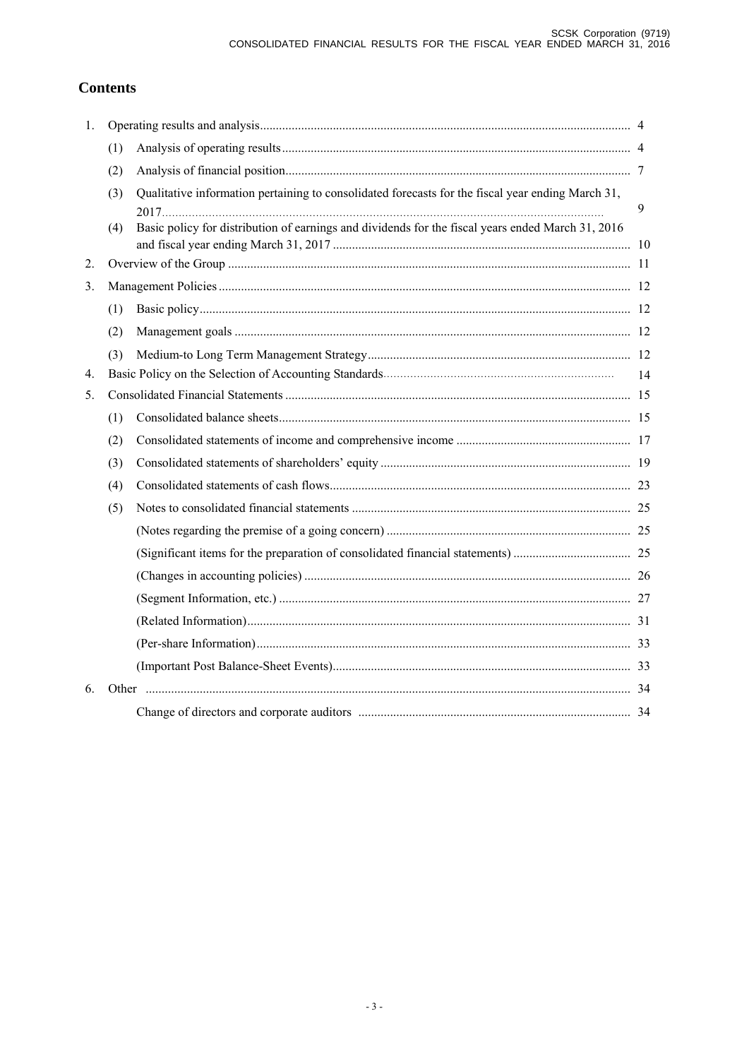# Contents

1. Operating results and analysis ........ 4
   - (1) Analysis of operating results ........ 4
   - (2) Analysis of financial position ........ 7
   - (3) Qualitative information pertaining to consolidated forecasts for the fiscal year ending March 31, 2017 ........ 9
   - (4) Basic policy for distribution of earnings and dividends for the fiscal years ended March 31, 2016 and fiscal year ending March 31, 2017 ........ 10
2. Overview of the Group ........ 11
3. Management Policies ........ 12
   - (1) Basic policy ........ 12
   - (2) Management goals ........ 12
   - (3) Medium-to Long Term Management Strategy ........ 12
4. Basic Policy on the Selection of Accounting Standards ........ 14
5. Consolidated Financial Statements ........ 15
   - (1) Consolidated balance sheets ........ 15
   - (2) Consolidated statements of income and comprehensive income ........ 17
   - (3) Consolidated statements of shareholders' equity ........ 19
   - (4) Consolidated statements of cash flows ........ 23
   - (5) Notes to consolidated financial statements ........ 25
     - (Notes regarding the premise of a going concern) ........ 25
     - (Significant items for the preparation of consolidated financial statements) ........ 25
     - (Changes in accounting policies) ........ 26
     - (Segment Information, etc.) ........ 27
     - (Related Information) ........ 31
     - (Per-share Information) ........ 33
     - (Important Post Balance-Sheet Events) ........ 33
6. Other ........ 34
   - Change of directors and corporate auditors ........ 34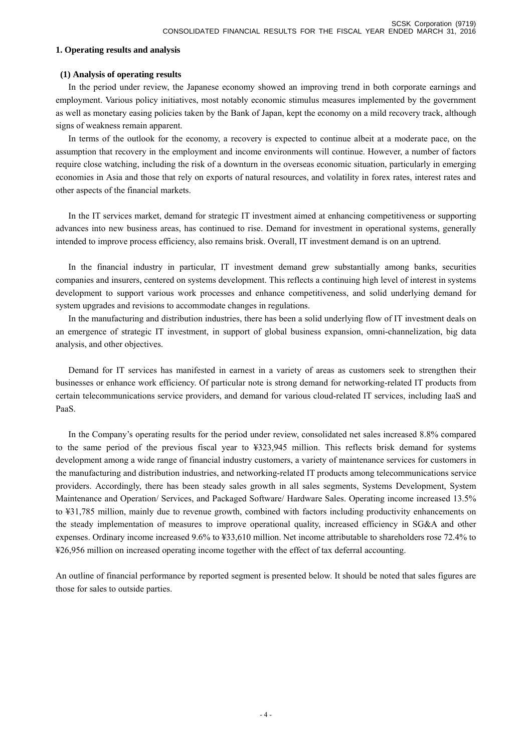## 1. Operating results and analysis

### (1) Analysis of operating results

In the period under review, the Japanese economy showed an improving trend in both corporate earnings and employment. Various policy initiatives, most notably economic stimulus measures implemented by the government as well as monetary easing policies taken by the Bank of Japan, kept the economy on a mild recovery track, although signs of weakness remain apparent.

In terms of the outlook for the economy, a recovery is expected to continue albeit at a moderate pace, on the assumption that recovery in the employment and income environments will continue. However, a number of factors require close watching, including the risk of a downturn in the overseas economic situation, particularly in emerging economies in Asia and those that rely on exports of natural resources, and volatility in forex rates, interest rates and other aspects of the financial markets.

In the IT services market, demand for strategic IT investment aimed at enhancing competitiveness or supporting advances into new business areas, has continued to rise. Demand for investment in operational systems, generally intended to improve process efficiency, also remains brisk. Overall, IT investment demand is on an uptrend.

In the financial industry in particular, IT investment demand grew substantially among banks, securities companies and insurers, centered on systems development. This reflects a continuing high level of interest in systems development to support various work processes and enhance competitiveness, and solid underlying demand for system upgrades and revisions to accommodate changes in regulations.

In the manufacturing and distribution industries, there has been a solid underlying flow of IT investment deals on an emergence of strategic IT investment, in support of global business expansion, omni-channelization, big data analysis, and other objectives.

Demand for IT services has manifested in earnest in a variety of areas as customers seek to strengthen their businesses or enhance work efficiency. Of particular note is strong demand for networking-related IT products from certain telecommunications service providers, and demand for various cloud-related IT services, including IaaS and PaaS.

In the Company's operating results for the period under review, consolidated net sales increased 8.8% compared to the same period of the previous fiscal year to ¥323,945 million. This reflects brisk demand for systems development among a wide range of financial industry customers, a variety of maintenance services for customers in the manufacturing and distribution industries, and networking-related IT products among telecommunications service providers. Accordingly, there has been steady sales growth in all sales segments, Systems Development, System Maintenance and Operation/ Services, and Packaged Software/ Hardware Sales. Operating income increased 13.5% to ¥31,785 million, mainly due to revenue growth, combined with factors including productivity enhancements on the steady implementation of measures to improve operational quality, increased efficiency in SG&A and other expenses. Ordinary income increased 9.6% to ¥33,610 million. Net income attributable to shareholders rose 72.4% to ¥26,956 million on increased operating income together with the effect of tax deferral accounting.

An outline of financial performance by reported segment is presented below. It should be noted that sales figures are those for sales to outside parties.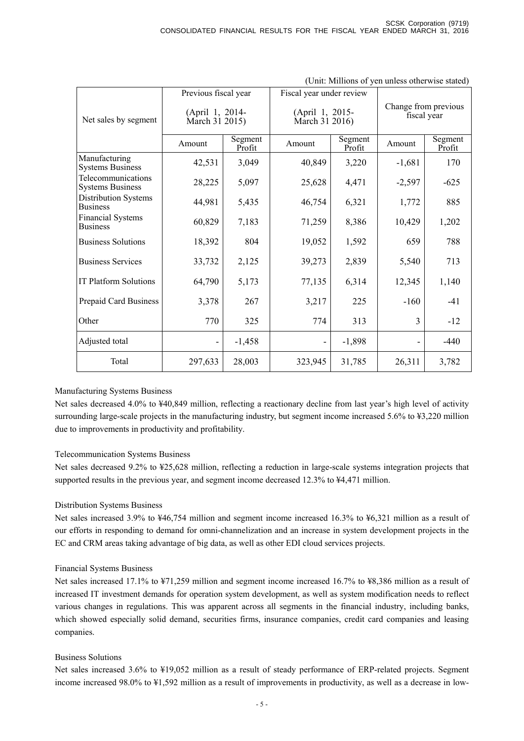(Unit: Millions of yen unless otherwise stated)

| Net sales by segment | Previous fiscal year (April 1, 2014- March 31 2015) | | Fiscal year under review (April 1, 2015- March 31 2016) | | Change from previous fiscal year | |
|---|---|---|---|---|---|---|
| | Amount | Segment Profit | Amount | Segment Profit | Amount | Segment Profit |
| Manufacturing Systems Business | 42,531 | 3,049 | 40,849 | 3,220 | -1,681 | 170 |
| Telecommunications Systems Business | 28,225 | 5,097 | 25,628 | 4,471 | -2,597 | -625 |
| Distribution Systems Business | 44,981 | 5,435 | 46,754 | 6,321 | 1,772 | 885 |
| Financial Systems Business | 60,829 | 7,183 | 71,259 | 8,386 | 10,429 | 1,202 |
| Business Solutions | 18,392 | 804 | 19,052 | 1,592 | 659 | 788 |
| Business Services | 33,732 | 2,125 | 39,273 | 2,839 | 5,540 | 713 |
| IT Platform Solutions | 64,790 | 5,173 | 77,135 | 6,314 | 12,345 | 1,140 |
| Prepaid Card Business | 3,378 | 267 | 3,217 | 225 | -160 | -41 |
| Other | 770 | 325 | 774 | 313 | 3 | -12 |
| Adjusted total | - | -1,458 | - | -1,898 | - | -440 |
| Total | 297,633 | 28,003 | 323,945 | 31,785 | 26,311 | 3,782 |

Manufacturing Systems Business

Net sales decreased 4.0% to ¥40,849 million, reflecting a reactionary decline from last year's high level of activity surrounding large-scale projects in the manufacturing industry, but segment income increased 5.6% to ¥3,220 million due to improvements in productivity and profitability.

Telecommunication Systems Business

Net sales decreased 9.2% to ¥25,628 million, reflecting a reduction in large-scale systems integration projects that supported results in the previous year, and segment income decreased 12.3% to ¥4,471 million.

Distribution Systems Business

Net sales increased 3.9% to ¥46,754 million and segment income increased 16.3% to ¥6,321 million as a result of our efforts in responding to demand for omni-channelization and an increase in system development projects in the EC and CRM areas taking advantage of big data, as well as other EDI cloud services projects.

Financial Systems Business

Net sales increased 17.1% to ¥71,259 million and segment income increased 16.7% to ¥8,386 million as a result of increased IT investment demands for operation system development, as well as system modification needs to reflect various changes in regulations. This was apparent across all segments in the financial industry, including banks, which showed especially solid demand, securities firms, insurance companies, credit card companies and leasing companies.

Business Solutions

Net sales increased 3.6% to ¥19,052 million as a result of steady performance of ERP-related projects. Segment income increased 98.0% to ¥1,592 million as a result of improvements in productivity, as well as a decrease in low-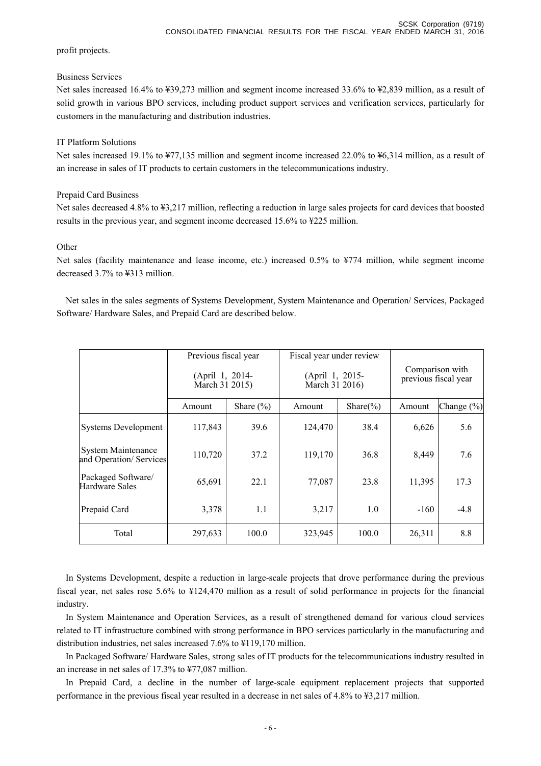profit projects.

Business Services

Net sales increased 16.4% to ¥39,273 million and segment income increased 33.6% to ¥2,839 million, as a result of solid growth in various BPO services, including product support services and verification services, particularly for customers in the manufacturing and distribution industries.

IT Platform Solutions

Net sales increased 19.1% to ¥77,135 million and segment income increased 22.0% to ¥6,314 million, as a result of an increase in sales of IT products to certain customers in the telecommunications industry.

Prepaid Card Business

Net sales decreased 4.8% to ¥3,217 million, reflecting a reduction in large sales projects for card devices that boosted results in the previous year, and segment income decreased 15.6% to ¥225 million.

Other

Net sales (facility maintenance and lease income, etc.) increased 0.5% to ¥774 million, while segment income decreased 3.7% to ¥313 million.

Net sales in the sales segments of Systems Development, System Maintenance and Operation/ Services, Packaged Software/ Hardware Sales, and Prepaid Card are described below.

| | Previous fiscal year (April 1, 2014- March 31 2015) | | Fiscal year under review (April 1, 2015- March 31 2016) | | Comparison with previous fiscal year | |
|---|---|---|---|---|---|---|
| | Amount | Share (%) | Amount | Share(%) | Amount | Change (%) |
| Systems Development | 117,843 | 39.6 | 124,470 | 38.4 | 6,626 | 5.6 |
| System Maintenance and Operation/ Services | 110,720 | 37.2 | 119,170 | 36.8 | 8,449 | 7.6 |
| Packaged Software/ Hardware Sales | 65,691 | 22.1 | 77,087 | 23.8 | 11,395 | 17.3 |
| Prepaid Card | 3,378 | 1.1 | 3,217 | 1.0 | -160 | -4.8 |
| Total | 297,633 | 100.0 | 323,945 | 100.0 | 26,311 | 8.8 |

In Systems Development, despite a reduction in large-scale projects that drove performance during the previous fiscal year, net sales rose 5.6% to ¥124,470 million as a result of solid performance in projects for the financial industry.

In System Maintenance and Operation Services, as a result of strengthened demand for various cloud services related to IT infrastructure combined with strong performance in BPO services particularly in the manufacturing and distribution industries, net sales increased 7.6% to ¥119,170 million.

In Packaged Software/ Hardware Sales, strong sales of IT products for the telecommunications industry resulted in an increase in net sales of 17.3% to ¥77,087 million.

In Prepaid Card, a decline in the number of large-scale equipment replacement projects that supported performance in the previous fiscal year resulted in a decrease in net sales of 4.8% to ¥3,217 million.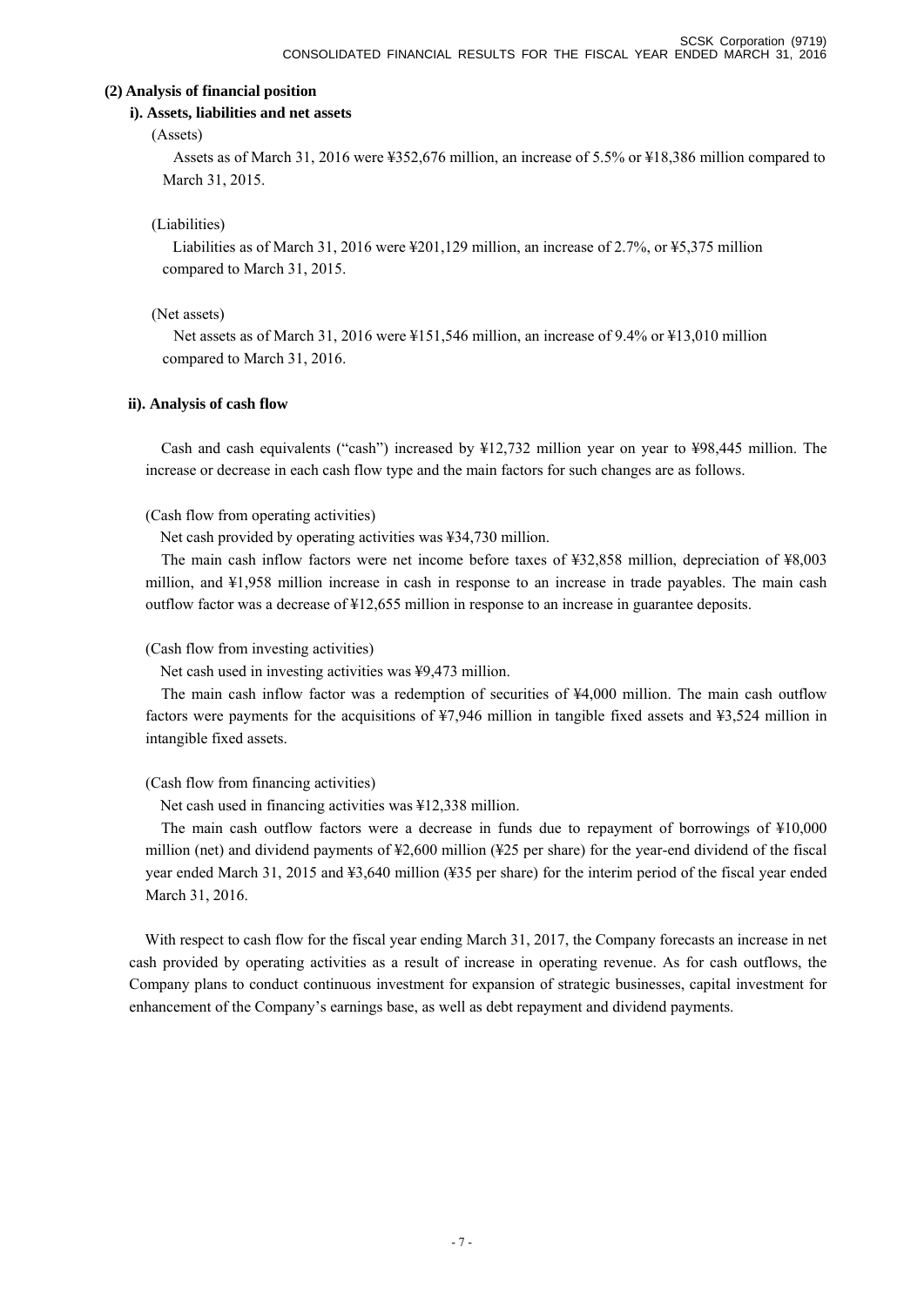### (2) Analysis of financial position

#### i). Assets, liabilities and net assets

(Assets)

Assets as of March 31, 2016 were ¥352,676 million, an increase of 5.5% or ¥18,386 million compared to March 31, 2015.

(Liabilities)

Liabilities as of March 31, 2016 were ¥201,129 million, an increase of 2.7%, or ¥5,375 million compared to March 31, 2015.

(Net assets)

Net assets as of March 31, 2016 were ¥151,546 million, an increase of 9.4% or ¥13,010 million compared to March 31, 2016.

#### ii). Analysis of cash flow

Cash and cash equivalents ("cash") increased by ¥12,732 million year on year to ¥98,445 million. The increase or decrease in each cash flow type and the main factors for such changes are as follows.

(Cash flow from operating activities)

Net cash provided by operating activities was ¥34,730 million.

The main cash inflow factors were net income before taxes of ¥32,858 million, depreciation of ¥8,003 million, and ¥1,958 million increase in cash in response to an increase in trade payables. The main cash outflow factor was a decrease of ¥12,655 million in response to an increase in guarantee deposits.

(Cash flow from investing activities)

Net cash used in investing activities was ¥9,473 million.

The main cash inflow factor was a redemption of securities of ¥4,000 million. The main cash outflow factors were payments for the acquisitions of ¥7,946 million in tangible fixed assets and ¥3,524 million in intangible fixed assets.

(Cash flow from financing activities)

Net cash used in financing activities was ¥12,338 million.

The main cash outflow factors were a decrease in funds due to repayment of borrowings of ¥10,000 million (net) and dividend payments of ¥2,600 million (¥25 per share) for the year-end dividend of the fiscal year ended March 31, 2015 and ¥3,640 million (¥35 per share) for the interim period of the fiscal year ended March 31, 2016.

With respect to cash flow for the fiscal year ending March 31, 2017, the Company forecasts an increase in net cash provided by operating activities as a result of increase in operating revenue. As for cash outflows, the Company plans to conduct continuous investment for expansion of strategic businesses, capital investment for enhancement of the Company's earnings base, as well as debt repayment and dividend payments.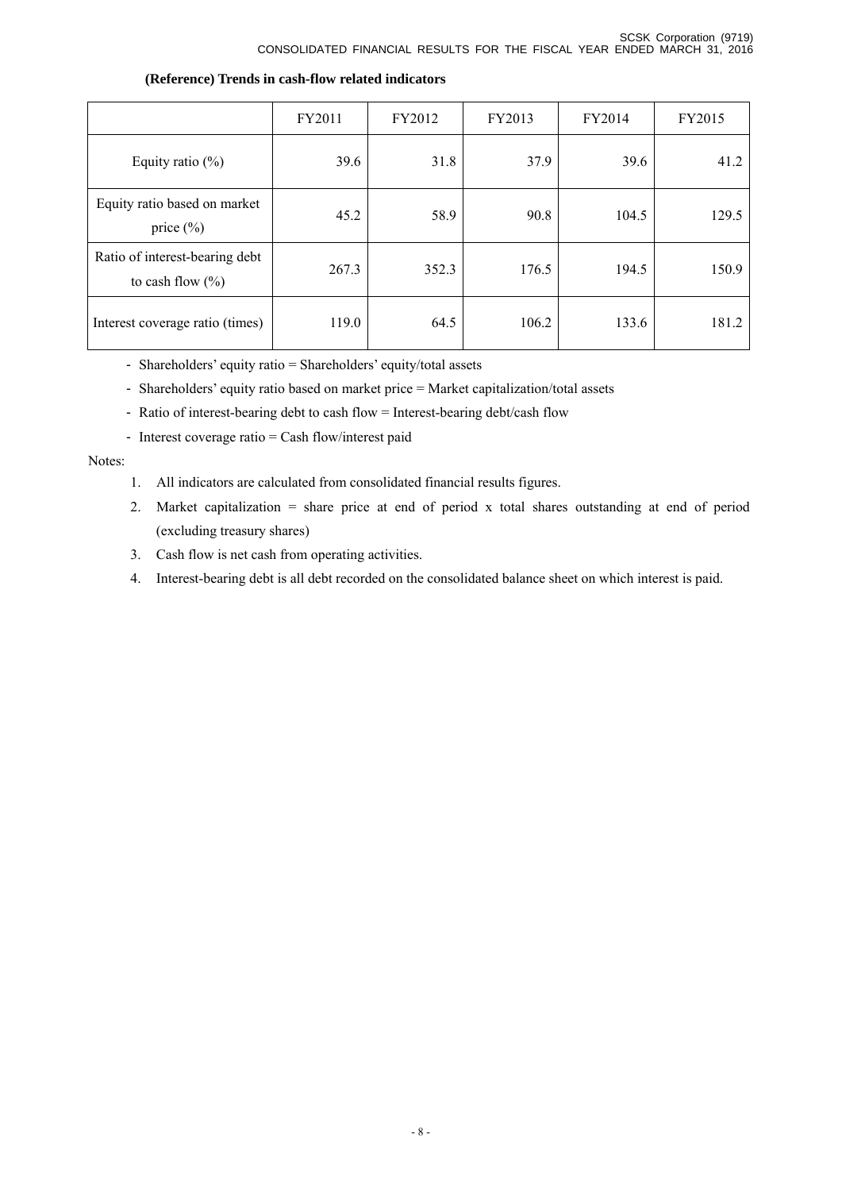**(Reference) Trends in cash-flow related indicators**

| | FY2011 | FY2012 | FY2013 | FY2014 | FY2015 |
|---|---|---|---|---|---|
| Equity ratio (%) | 39.6 | 31.8 | 37.9 | 39.6 | 41.2 |
| Equity ratio based on market price (%) | 45.2 | 58.9 | 90.8 | 104.5 | 129.5 |
| Ratio of interest-bearing debt to cash flow (%) | 267.3 | 352.3 | 176.5 | 194.5 | 150.9 |
| Interest coverage ratio (times) | 119.0 | 64.5 | 106.2 | 133.6 | 181.2 |

- Shareholders' equity ratio = Shareholders' equity/total assets
- Shareholders' equity ratio based on market price = Market capitalization/total assets
- Ratio of interest-bearing debt to cash flow = Interest-bearing debt/cash flow
- Interest coverage ratio = Cash flow/interest paid

Notes:

1. All indicators are calculated from consolidated financial results figures.
2. Market capitalization = share price at end of period x total shares outstanding at end of period (excluding treasury shares)
3. Cash flow is net cash from operating activities.
4. Interest-bearing debt is all debt recorded on the consolidated balance sheet on which interest is paid.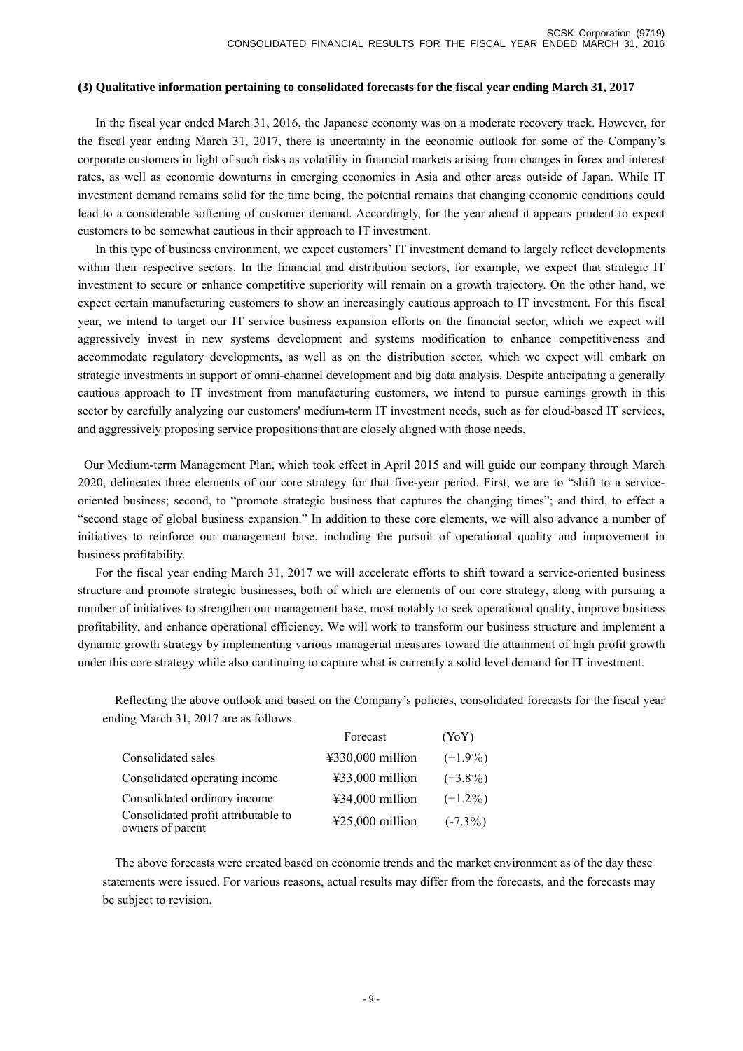### (3) Qualitative information pertaining to consolidated forecasts for the fiscal year ending March 31, 2017

In the fiscal year ended March 31, 2016, the Japanese economy was on a moderate recovery track. However, for the fiscal year ending March 31, 2017, there is uncertainty in the economic outlook for some of the Company's corporate customers in light of such risks as volatility in financial markets arising from changes in forex and interest rates, as well as economic downturns in emerging economies in Asia and other areas outside of Japan. While IT investment demand remains solid for the time being, the potential remains that changing economic conditions could lead to a considerable softening of customer demand. Accordingly, for the year ahead it appears prudent to expect customers to be somewhat cautious in their approach to IT investment.

In this type of business environment, we expect customers' IT investment demand to largely reflect developments within their respective sectors. In the financial and distribution sectors, for example, we expect that strategic IT investment to secure or enhance competitive superiority will remain on a growth trajectory. On the other hand, we expect certain manufacturing customers to show an increasingly cautious approach to IT investment. For this fiscal year, we intend to target our IT service business expansion efforts on the financial sector, which we expect will aggressively invest in new systems development and systems modification to enhance competitiveness and accommodate regulatory developments, as well as on the distribution sector, which we expect will embark on strategic investments in support of omni-channel development and big data analysis. Despite anticipating a generally cautious approach to IT investment from manufacturing customers, we intend to pursue earnings growth in this sector by carefully analyzing our customers' medium-term IT investment needs, such as for cloud-based IT services, and aggressively proposing service propositions that are closely aligned with those needs.

Our Medium-term Management Plan, which took effect in April 2015 and will guide our company through March 2020, delineates three elements of our core strategy for that five-year period. First, we are to "shift to a service-oriented business; second, to "promote strategic business that captures the changing times"; and third, to effect a "second stage of global business expansion." In addition to these core elements, we will also advance a number of initiatives to reinforce our management base, including the pursuit of operational quality and improvement in business profitability.

For the fiscal year ending March 31, 2017 we will accelerate efforts to shift toward a service-oriented business structure and promote strategic businesses, both of which are elements of our core strategy, along with pursuing a number of initiatives to strengthen our management base, most notably to seek operational quality, improve business profitability, and enhance operational efficiency. We will work to transform our business structure and implement a dynamic growth strategy by implementing various managerial measures toward the attainment of high profit growth under this core strategy while also continuing to capture what is currently a solid level demand for IT investment.

Reflecting the above outlook and based on the Company's policies, consolidated forecasts for the fiscal year ending March 31, 2017 are as follows.

| | Forecast | (YoY) |
|---|---|---|
| Consolidated sales | ¥330,000 million | (+1.9%) |
| Consolidated operating income | ¥33,000 million | (+3.8%) |
| Consolidated ordinary income | ¥34,000 million | (+1.2%) |
| Consolidated profit attributable to owners of parent | ¥25,000 million | (-7.3%) |

The above forecasts were created based on economic trends and the market environment as of the day these statements were issued. For various reasons, actual results may differ from the forecasts, and the forecasts may be subject to revision.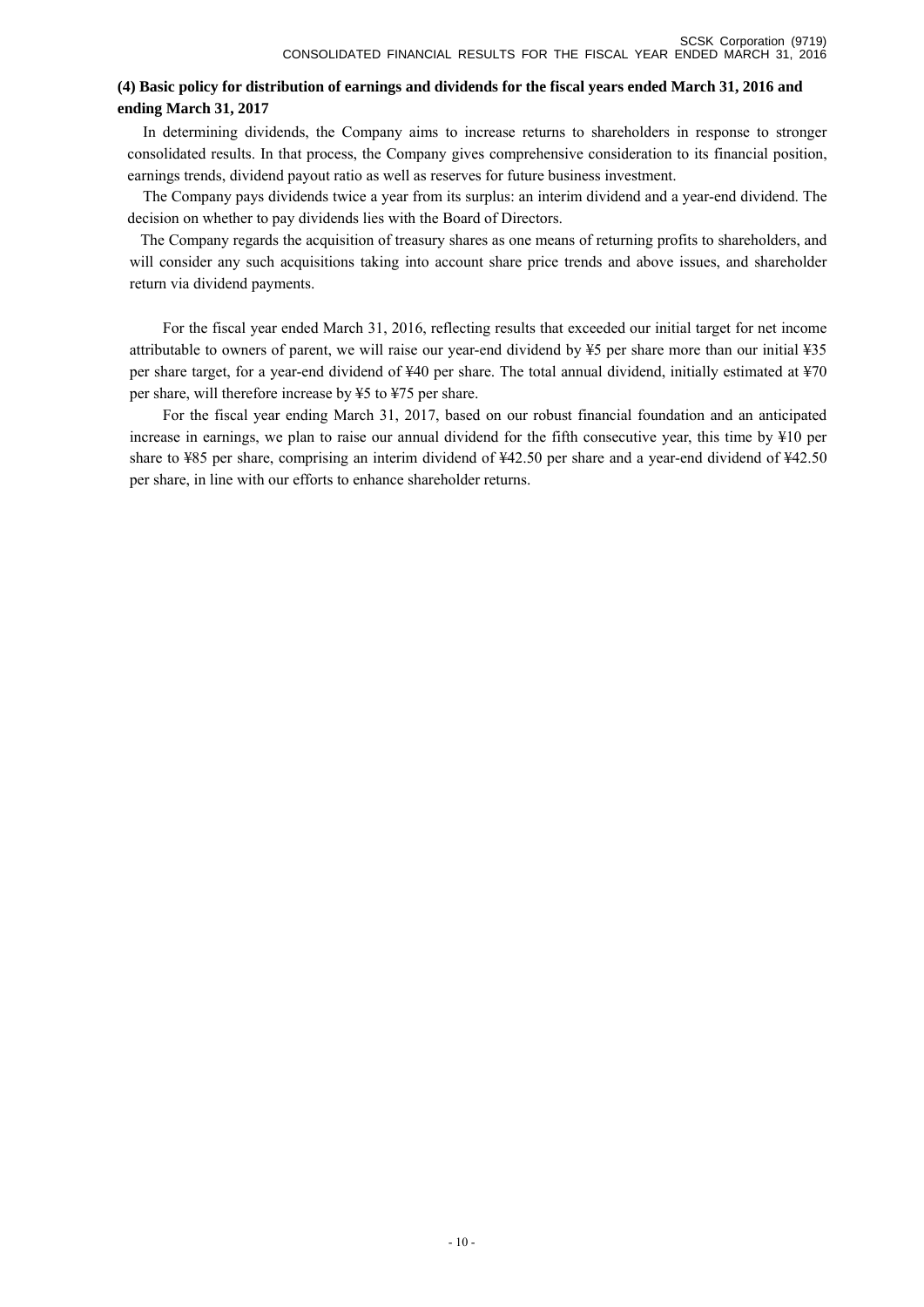### (4) Basic policy for distribution of earnings and dividends for the fiscal years ended March 31, 2016 and ending March 31, 2017

In determining dividends, the Company aims to increase returns to shareholders in response to stronger consolidated results. In that process, the Company gives comprehensive consideration to its financial position, earnings trends, dividend payout ratio as well as reserves for future business investment.

The Company pays dividends twice a year from its surplus: an interim dividend and a year-end dividend. The decision on whether to pay dividends lies with the Board of Directors.

The Company regards the acquisition of treasury shares as one means of returning profits to shareholders, and will consider any such acquisitions taking into account share price trends and above issues, and shareholder return via dividend payments.

For the fiscal year ended March 31, 2016, reflecting results that exceeded our initial target for net income attributable to owners of parent, we will raise our year-end dividend by ¥5 per share more than our initial ¥35 per share target, for a year-end dividend of ¥40 per share. The total annual dividend, initially estimated at ¥70 per share, will therefore increase by ¥5 to ¥75 per share.

For the fiscal year ending March 31, 2017, based on our robust financial foundation and an anticipated increase in earnings, we plan to raise our annual dividend for the fifth consecutive year, this time by ¥10 per share to ¥85 per share, comprising an interim dividend of ¥42.50 per share and a year-end dividend of ¥42.50 per share, in line with our efforts to enhance shareholder returns.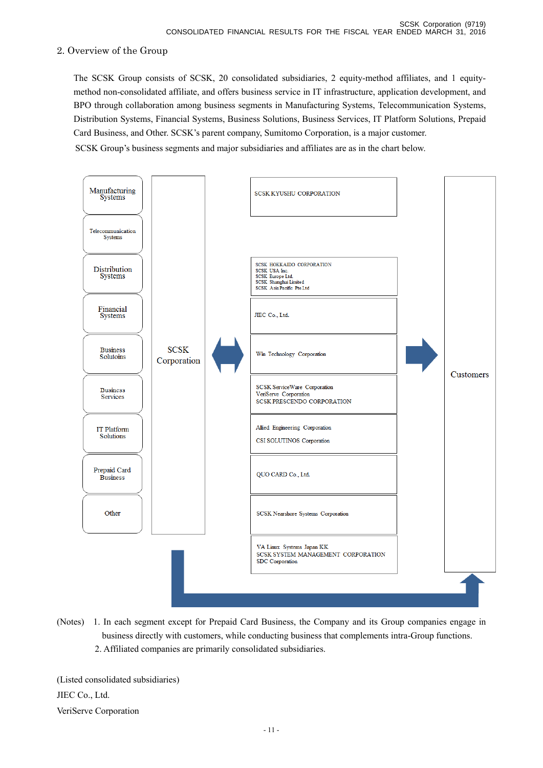## 2. Overview of the Group

The SCSK Group consists of SCSK, 20 consolidated subsidiaries, 2 equity-method affiliates, and 1 equity-method non-consolidated affiliate, and offers business service in IT infrastructure, application development, and BPO through collaboration among business segments in Manufacturing Systems, Telecommunication Systems, Distribution Systems, Financial Systems, Business Solutions, Business Services, IT Platform Solutions, Prepaid Card Business, and Other. SCSK's parent company, Sumitomo Corporation, is a major customer.

SCSK Group's business segments and major subsidiaries and affiliates are as in the chart below.

| Segment | | Subsidiaries and affiliates | | |
|---|---|---|---|---|
| Manufacturing Systems | SCSK Corporation | SCSK KYUSHU CORPORATION | → | Customers |
| Telecommunication Systems | | | | |
| Distribution Systems | | SCSK HOKKAIDO CORPORATION<br>SCSK USA Inc.<br>SCSK Europe Ltd.<br>SCSK Shanghai Limited<br>SCSK Asia Pacific Pte.Ltd | | |
| Financial Systems | | JIEC Co., Ltd. | | |
| Business Solutoins | ⇔ | Win Technology Corporation | | |
| Business Services | | SCSK ServiceWare Corporation<br>VeriServe Corporation<br>SCSK PRESCENDO CORPORATION | | |
| IT Platform Solutions | | Allied Engineering Corporation<br>CSI SOLUTINOS Corporation | | |
| Prepaid Card Business | | QUO CARD Co., Ltd. | | |
| Other | | SCSK Nearshore Systems Corporation | | |
| | | VA Linux Systems Japan KK<br>SCSK SYSTEM MANAGEMENT CORPORATION<br>SDC Corporation | | |

(Notes) 1. In each segment except for Prepaid Card Business, the Company and its Group companies engage in business directly with customers, while conducting business that complements intra-Group functions.
2. Affiliated companies are primarily consolidated subsidiaries.

(Listed consolidated subsidiaries)
JIEC Co., Ltd.
VeriServe Corporation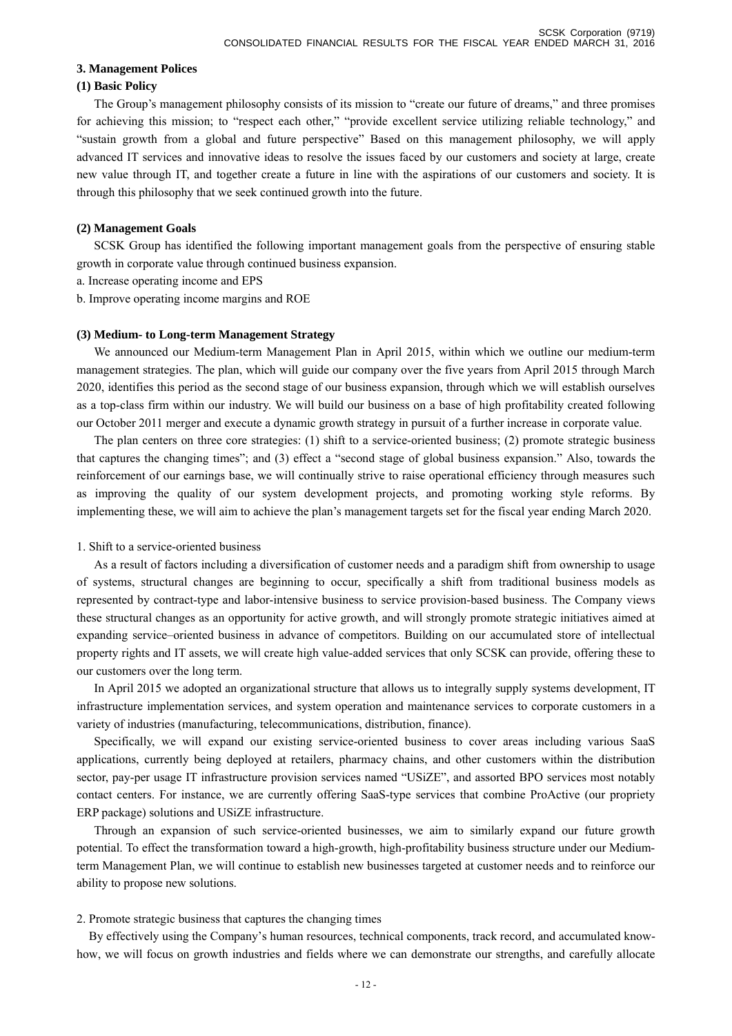### 3. Management Polices

#### (1) Basic Policy

The Group's management philosophy consists of its mission to "create our future of dreams," and three promises for achieving this mission; to "respect each other," "provide excellent service utilizing reliable technology," and "sustain growth from a global and future perspective" Based on this management philosophy, we will apply advanced IT services and innovative ideas to resolve the issues faced by our customers and society at large, create new value through IT, and together create a future in line with the aspirations of our customers and society. It is through this philosophy that we seek continued growth into the future.

#### (2) Management Goals

SCSK Group has identified the following important management goals from the perspective of ensuring stable growth in corporate value through continued business expansion.

a. Increase operating income and EPS

b. Improve operating income margins and ROE

#### (3) Medium- to Long-term Management Strategy

We announced our Medium-term Management Plan in April 2015, within which we outline our medium-term management strategies. The plan, which will guide our company over the five years from April 2015 through March 2020, identifies this period as the second stage of our business expansion, through which we will establish ourselves as a top-class firm within our industry. We will build our business on a base of high profitability created following our October 2011 merger and execute a dynamic growth strategy in pursuit of a further increase in corporate value.

The plan centers on three core strategies: (1) shift to a service-oriented business; (2) promote strategic business that captures the changing times"; and (3) effect a "second stage of global business expansion." Also, towards the reinforcement of our earnings base, we will continually strive to raise operational efficiency through measures such as improving the quality of our system development projects, and promoting working style reforms. By implementing these, we will aim to achieve the plan's management targets set for the fiscal year ending March 2020.

1. Shift to a service-oriented business

As a result of factors including a diversification of customer needs and a paradigm shift from ownership to usage of systems, structural changes are beginning to occur, specifically a shift from traditional business models as represented by contract-type and labor-intensive business to service provision-based business. The Company views these structural changes as an opportunity for active growth, and will strongly promote strategic initiatives aimed at expanding service–oriented business in advance of competitors. Building on our accumulated store of intellectual property rights and IT assets, we will create high value-added services that only SCSK can provide, offering these to our customers over the long term.

In April 2015 we adopted an organizational structure that allows us to integrally supply systems development, IT infrastructure implementation services, and system operation and maintenance services to corporate customers in a variety of industries (manufacturing, telecommunications, distribution, finance).

Specifically, we will expand our existing service-oriented business to cover areas including various SaaS applications, currently being deployed at retailers, pharmacy chains, and other customers within the distribution sector, pay-per usage IT infrastructure provision services named "USiZE", and assorted BPO services most notably contact centers. For instance, we are currently offering SaaS-type services that combine ProActive (our propriety ERP package) solutions and USiZE infrastructure.

Through an expansion of such service-oriented businesses, we aim to similarly expand our future growth potential. To effect the transformation toward a high-growth, high-profitability business structure under our Medium-term Management Plan, we will continue to establish new businesses targeted at customer needs and to reinforce our ability to propose new solutions.

2. Promote strategic business that captures the changing times

By effectively using the Company's human resources, technical components, track record, and accumulated know-how, we will focus on growth industries and fields where we can demonstrate our strengths, and carefully allocate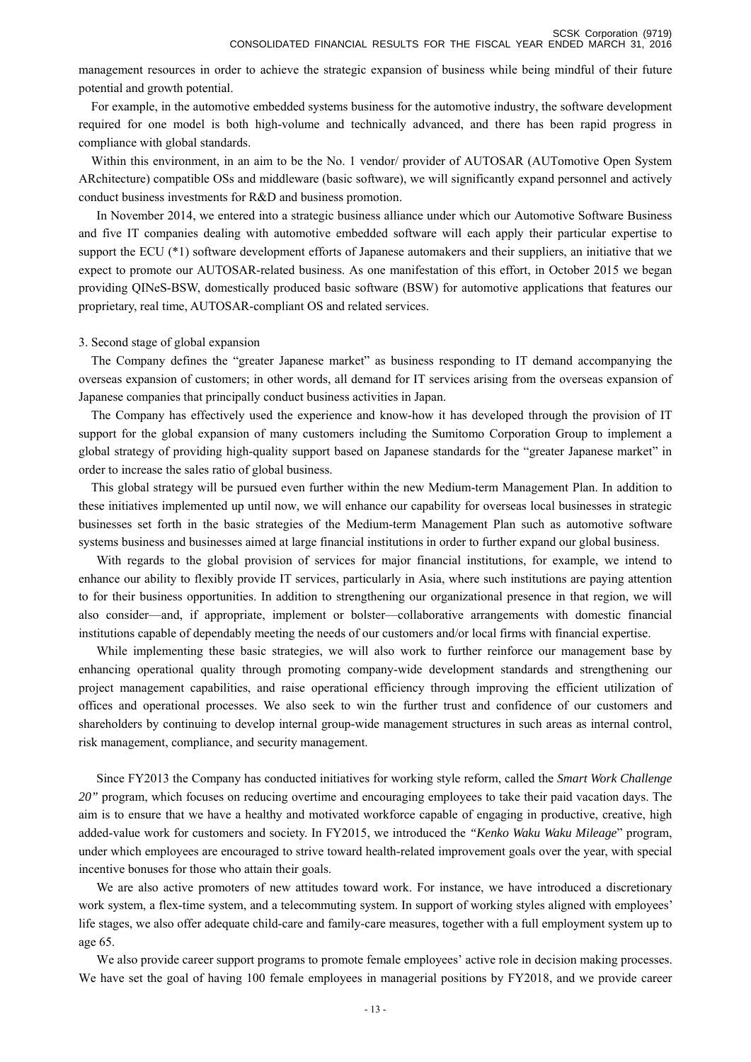management resources in order to achieve the strategic expansion of business while being mindful of their future potential and growth potential.

For example, in the automotive embedded systems business for the automotive industry, the software development required for one model is both high-volume and technically advanced, and there has been rapid progress in compliance with global standards.

Within this environment, in an aim to be the No. 1 vendor/ provider of AUTOSAR (AUTomotive Open System ARchitecture) compatible OSs and middleware (basic software), we will significantly expand personnel and actively conduct business investments for R&D and business promotion.

In November 2014, we entered into a strategic business alliance under which our Automotive Software Business and five IT companies dealing with automotive embedded software will each apply their particular expertise to support the ECU (*1) software development efforts of Japanese automakers and their suppliers, an initiative that we expect to promote our AUTOSAR-related business. As one manifestation of this effort, in October 2015 we began providing QINeS-BSW, domestically produced basic software (BSW) for automotive applications that features our proprietary, real time, AUTOSAR-compliant OS and related services.

3. Second stage of global expansion

The Company defines the "greater Japanese market" as business responding to IT demand accompanying the overseas expansion of customers; in other words, all demand for IT services arising from the overseas expansion of Japanese companies that principally conduct business activities in Japan.

The Company has effectively used the experience and know-how it has developed through the provision of IT support for the global expansion of many customers including the Sumitomo Corporation Group to implement a global strategy of providing high-quality support based on Japanese standards for the "greater Japanese market" in order to increase the sales ratio of global business.

This global strategy will be pursued even further within the new Medium-term Management Plan. In addition to these initiatives implemented up until now, we will enhance our capability for overseas local businesses in strategic businesses set forth in the basic strategies of the Medium-term Management Plan such as automotive software systems business and businesses aimed at large financial institutions in order to further expand our global business.

With regards to the global provision of services for major financial institutions, for example, we intend to enhance our ability to flexibly provide IT services, particularly in Asia, where such institutions are paying attention to for their business opportunities. In addition to strengthening our organizational presence in that region, we will also consider—and, if appropriate, implement or bolster—collaborative arrangements with domestic financial institutions capable of dependably meeting the needs of our customers and/or local firms with financial expertise.

While implementing these basic strategies, we will also work to further reinforce our management base by enhancing operational quality through promoting company-wide development standards and strengthening our project management capabilities, and raise operational efficiency through improving the efficient utilization of offices and operational processes. We also seek to win the further trust and confidence of our customers and shareholders by continuing to develop internal group-wide management structures in such areas as internal control, risk management, compliance, and security management.

Since FY2013 the Company has conducted initiatives for working style reform, called the *Smart Work Challenge 20"* program, which focuses on reducing overtime and encouraging employees to take their paid vacation days. The aim is to ensure that we have a healthy and motivated workforce capable of engaging in productive, creative, high added-value work for customers and society. In FY2015, we introduced the *"Kenko Waku Waku Mileage*" program, under which employees are encouraged to strive toward health-related improvement goals over the year, with special incentive bonuses for those who attain their goals.

We are also active promoters of new attitudes toward work. For instance, we have introduced a discretionary work system, a flex-time system, and a telecommuting system. In support of working styles aligned with employees' life stages, we also offer adequate child-care and family-care measures, together with a full employment system up to age 65.

We also provide career support programs to promote female employees' active role in decision making processes. We have set the goal of having 100 female employees in managerial positions by FY2018, and we provide career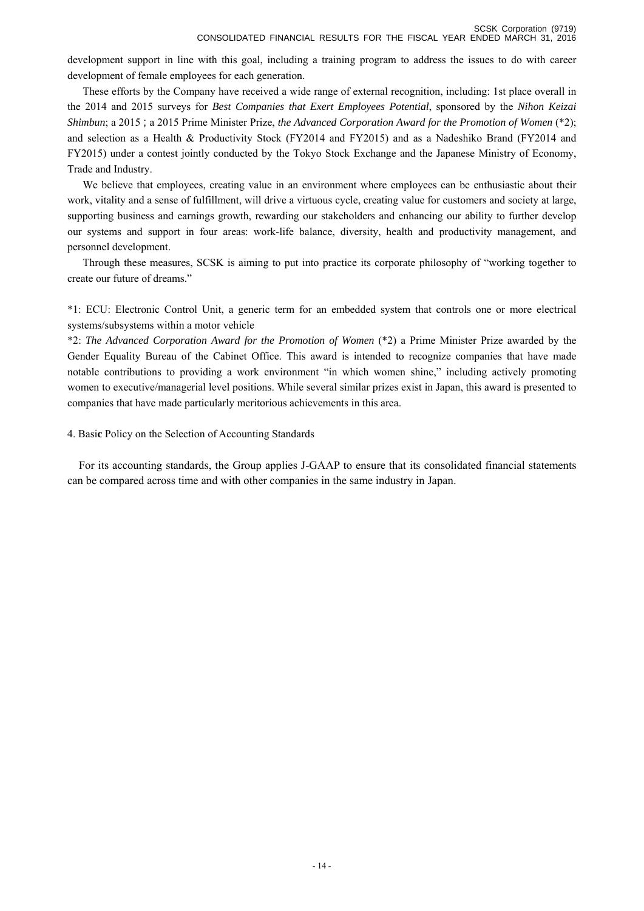development support in line with this goal, including a training program to address the issues to do with career development of female employees for each generation.

These efforts by the Company have received a wide range of external recognition, including: 1st place overall in the 2014 and 2015 surveys for *Best Companies that Exert Employees Potential*, sponsored by the *Nihon Keizai Shimbun*; a 2015 ; a 2015 Prime Minister Prize, *the Advanced Corporation Award for the Promotion of Women* (*2); and selection as a Health & Productivity Stock (FY2014 and FY2015) and as a Nadeshiko Brand (FY2014 and FY2015) under a contest jointly conducted by the Tokyo Stock Exchange and the Japanese Ministry of Economy, Trade and Industry.

We believe that employees, creating value in an environment where employees can be enthusiastic about their work, vitality and a sense of fulfillment, will drive a virtuous cycle, creating value for customers and society at large, supporting business and earnings growth, rewarding our stakeholders and enhancing our ability to further develop our systems and support in four areas: work-life balance, diversity, health and productivity management, and personnel development.

Through these measures, SCSK is aiming to put into practice its corporate philosophy of "working together to create our future of dreams."

*1: ECU: Electronic Control Unit, a generic term for an embedded system that controls one or more electrical systems/subsystems within a motor vehicle

*2: *The Advanced Corporation Award for the Promotion of Women* (*2) a Prime Minister Prize awarded by the Gender Equality Bureau of the Cabinet Office. This award is intended to recognize companies that have made notable contributions to providing a work environment "in which women shine," including actively promoting women to executive/managerial level positions. While several similar prizes exist in Japan, this award is presented to companies that have made particularly meritorious achievements in this area.

4. Basic Policy on the Selection of Accounting Standards

For its accounting standards, the Group applies J-GAAP to ensure that its consolidated financial statements can be compared across time and with other companies in the same industry in Japan.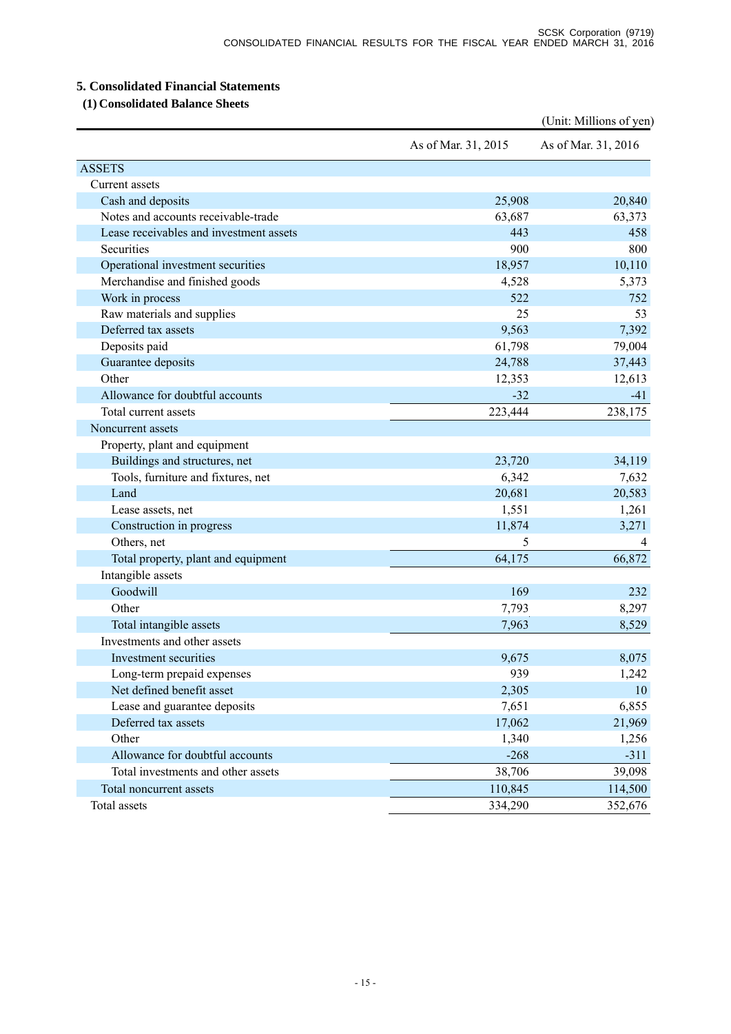## 5. Consolidated Financial Statements

### (1) Consolidated Balance Sheets

(Unit: Millions of yen)

| | As of Mar. 31, 2015 | As of Mar. 31, 2016 |
|---|---|---|
| ASSETS | | |
| Current assets | | |
| Cash and deposits | 25,908 | 20,840 |
| Notes and accounts receivable-trade | 63,687 | 63,373 |
| Lease receivables and investment assets | 443 | 458 |
| Securities | 900 | 800 |
| Operational investment securities | 18,957 | 10,110 |
| Merchandise and finished goods | 4,528 | 5,373 |
| Work in process | 522 | 752 |
| Raw materials and supplies | 25 | 53 |
| Deferred tax assets | 9,563 | 7,392 |
| Deposits paid | 61,798 | 79,004 |
| Guarantee deposits | 24,788 | 37,443 |
| Other | 12,353 | 12,613 |
| Allowance for doubtful accounts | -32 | -41 |
| Total current assets | 223,444 | 238,175 |
| Noncurrent assets | | |
| Property, plant and equipment | | |
| Buildings and structures, net | 23,720 | 34,119 |
| Tools, furniture and fixtures, net | 6,342 | 7,632 |
| Land | 20,681 | 20,583 |
| Lease assets, net | 1,551 | 1,261 |
| Construction in progress | 11,874 | 3,271 |
| Others, net | 5 | 4 |
| Total property, plant and equipment | 64,175 | 66,872 |
| Intangible assets | | |
| Goodwill | 169 | 232 |
| Other | 7,793 | 8,297 |
| Total intangible assets | 7,963 | 8,529 |
| Investments and other assets | | |
| Investment securities | 9,675 | 8,075 |
| Long-term prepaid expenses | 939 | 1,242 |
| Net defined benefit asset | 2,305 | 10 |
| Lease and guarantee deposits | 7,651 | 6,855 |
| Deferred tax assets | 17,062 | 21,969 |
| Other | 1,340 | 1,256 |
| Allowance for doubtful accounts | -268 | -311 |
| Total investments and other assets | 38,706 | 39,098 |
| Total noncurrent assets | 110,845 | 114,500 |
| Total assets | 334,290 | 352,676 |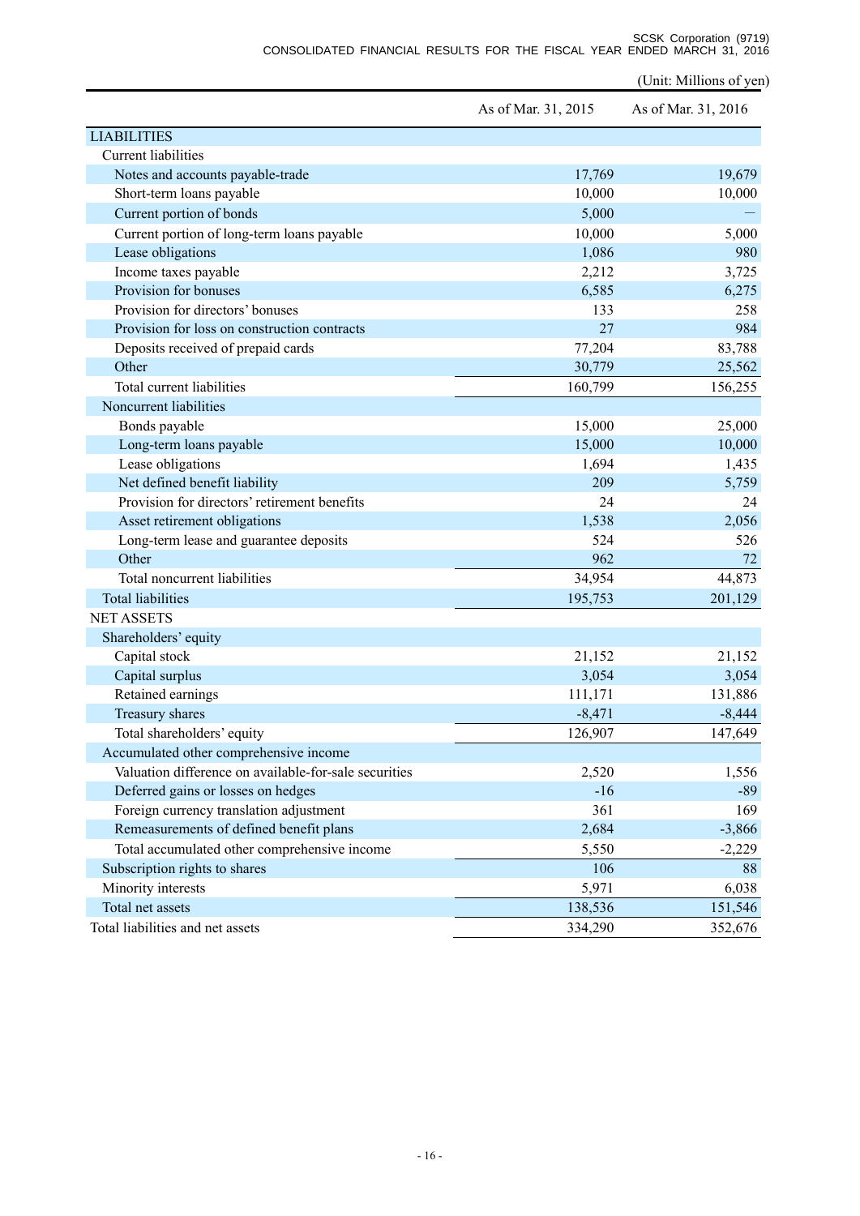(Unit: Millions of yen)

| | As of Mar. 31, 2015 | As of Mar. 31, 2016 |
|---|---|---|
| LIABILITIES | | |
| Current liabilities | | |
| Notes and accounts payable-trade | 17,769 | 19,679 |
| Short-term loans payable | 10,000 | 10,000 |
| Current portion of bonds | 5,000 | — |
| Current portion of long-term loans payable | 10,000 | 5,000 |
| Lease obligations | 1,086 | 980 |
| Income taxes payable | 2,212 | 3,725 |
| Provision for bonuses | 6,585 | 6,275 |
| Provision for directors' bonuses | 133 | 258 |
| Provision for loss on construction contracts | 27 | 984 |
| Deposits received of prepaid cards | 77,204 | 83,788 |
| Other | 30,779 | 25,562 |
| Total current liabilities | 160,799 | 156,255 |
| Noncurrent liabilities | | |
| Bonds payable | 15,000 | 25,000 |
| Long-term loans payable | 15,000 | 10,000 |
| Lease obligations | 1,694 | 1,435 |
| Net defined benefit liability | 209 | 5,759 |
| Provision for directors' retirement benefits | 24 | 24 |
| Asset retirement obligations | 1,538 | 2,056 |
| Long-term lease and guarantee deposits | 524 | 526 |
| Other | 962 | 72 |
| Total noncurrent liabilities | 34,954 | 44,873 |
| Total liabilities | 195,753 | 201,129 |
| NET ASSETS | | |
| Shareholders' equity | | |
| Capital stock | 21,152 | 21,152 |
| Capital surplus | 3,054 | 3,054 |
| Retained earnings | 111,171 | 131,886 |
| Treasury shares | -8,471 | -8,444 |
| Total shareholders' equity | 126,907 | 147,649 |
| Accumulated other comprehensive income | | |
| Valuation difference on available-for-sale securities | 2,520 | 1,556 |
| Deferred gains or losses on hedges | -16 | -89 |
| Foreign currency translation adjustment | 361 | 169 |
| Remeasurements of defined benefit plans | 2,684 | -3,866 |
| Total accumulated other comprehensive income | 5,550 | -2,229 |
| Subscription rights to shares | 106 | 88 |
| Minority interests | 5,971 | 6,038 |
| Total net assets | 138,536 | 151,546 |
| Total liabilities and net assets | 334,290 | 352,676 |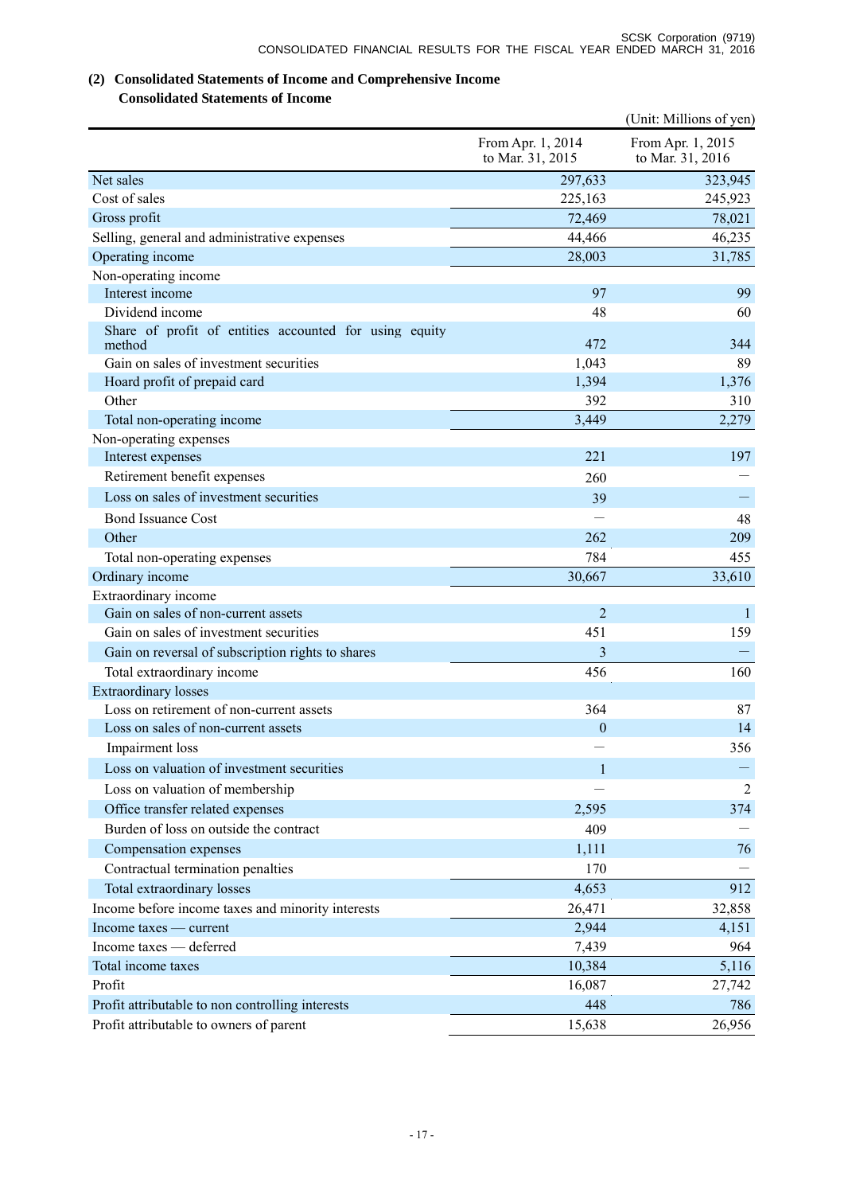## (2) Consolidated Statements of Income and Comprehensive Income

### Consolidated Statements of Income

(Unit: Millions of yen)

| | From Apr. 1, 2014 to Mar. 31, 2015 | From Apr. 1, 2015 to Mar. 31, 2016 |
|---|---|---|
| Net sales | 297,633 | 323,945 |
| Cost of sales | 225,163 | 245,923 |
| Gross profit | 72,469 | 78,021 |
| Selling, general and administrative expenses | 44,466 | 46,235 |
| Operating income | 28,003 | 31,785 |
| Non-operating income | | |
| Interest income | 97 | 99 |
| Dividend income | 48 | 60 |
| Share of profit of entities accounted for using equity method | 472 | 344 |
| Gain on sales of investment securities | 1,043 | 89 |
| Hoard profit of prepaid card | 1,394 | 1,376 |
| Other | 392 | 310 |
| Total non-operating income | 3,449 | 2,279 |
| Non-operating expenses | | |
| Interest expenses | 221 | 197 |
| Retirement benefit expenses | 260 | — |
| Loss on sales of investment securities | 39 | — |
| Bond Issuance Cost | — | 48 |
| Other | 262 | 209 |
| Total non-operating expenses | 784 | 455 |
| Ordinary income | 30,667 | 33,610 |
| Extraordinary income | | |
| Gain on sales of non-current assets | 2 | 1 |
| Gain on sales of investment securities | 451 | 159 |
| Gain on reversal of subscription rights to shares | 3 | — |
| Total extraordinary income | 456 | 160 |
| Extraordinary losses | | |
| Loss on retirement of non-current assets | 364 | 87 |
| Loss on sales of non-current assets | 0 | 14 |
| Impairment loss | — | 356 |
| Loss on valuation of investment securities | 1 | — |
| Loss on valuation of membership | — | 2 |
| Office transfer related expenses | 2,595 | 374 |
| Burden of loss on outside the contract | 409 | — |
| Compensation expenses | 1,111 | 76 |
| Contractual termination penalties | 170 | — |
| Total extraordinary losses | 4,653 | 912 |
| Income before income taxes and minority interests | 26,471 | 32,858 |
| Income taxes — current | 2,944 | 4,151 |
| Income taxes — deferred | 7,439 | 964 |
| Total income taxes | 10,384 | 5,116 |
| Profit | 16,087 | 27,742 |
| Profit attributable to non controlling interests | 448 | 786 |
| Profit attributable to owners of parent | 15,638 | 26,956 |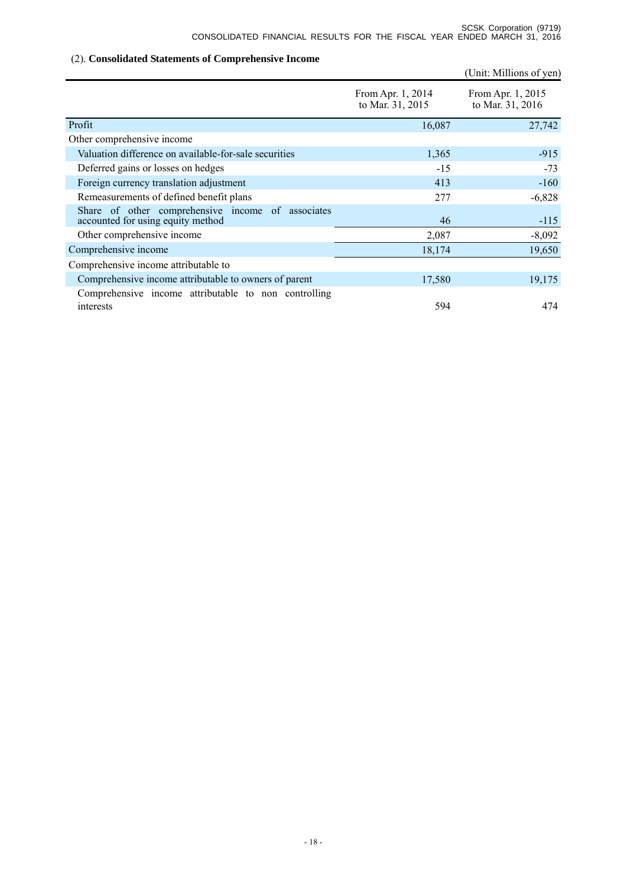## (2). **Consolidated Statements of Comprehensive Income**

(Unit: Millions of yen)

| | From Apr. 1, 2014 to Mar. 31, 2015 | From Apr. 1, 2015 to Mar. 31, 2016 |
|---|---|---|
| Profit | 16,087 | 27,742 |
| Other comprehensive income | | |
| Valuation difference on available-for-sale securities | 1,365 | -915 |
| Deferred gains or losses on hedges | -15 | -73 |
| Foreign currency translation adjustment | 413 | -160 |
| Remeasurements of defined benefit plans | 277 | -6,828 |
| Share of other comprehensive income of associates accounted for using equity method | 46 | -115 |
| Other comprehensive income | 2,087 | -8,092 |
| Comprehensive income | 18,174 | 19,650 |
| Comprehensive income attributable to | | |
| Comprehensive income attributable to owners of parent | 17,580 | 19,175 |
| Comprehensive income attributable to non controlling interests | 594 | 474 |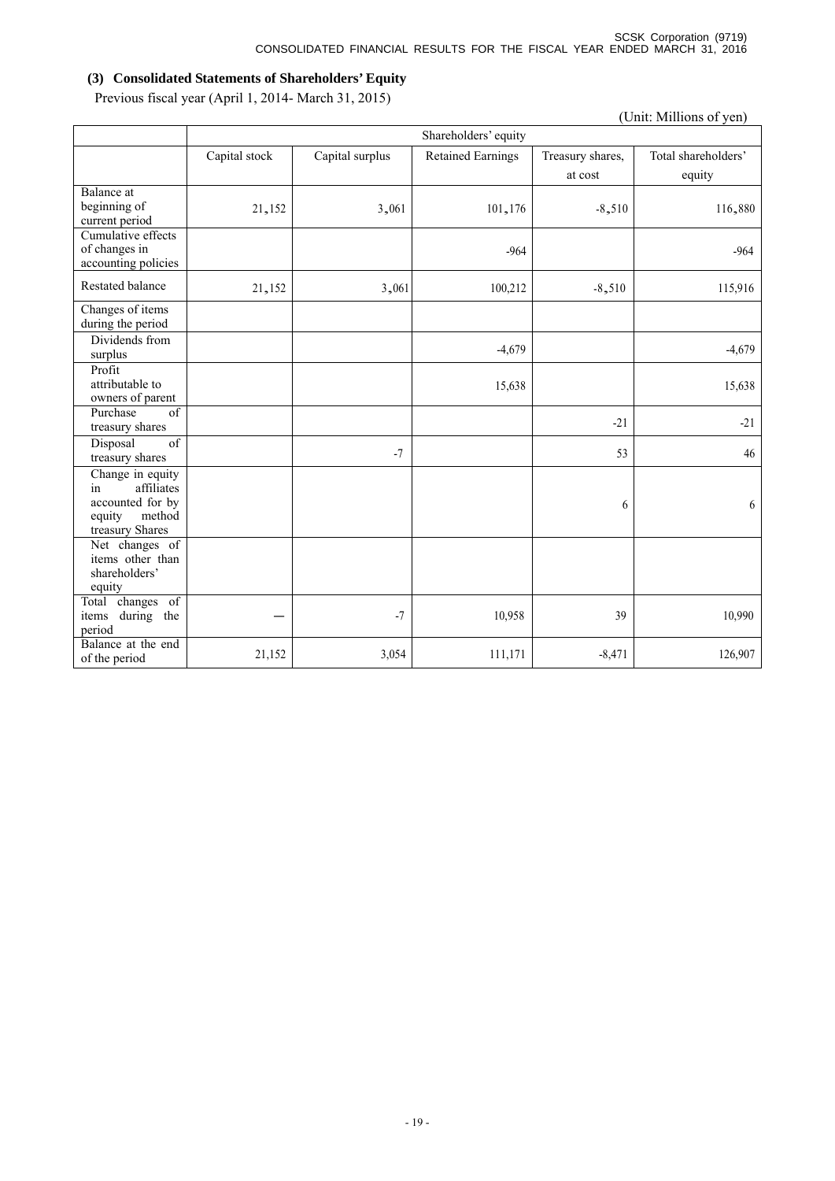### (3) Consolidated Statements of Shareholders' Equity

Previous fiscal year (April 1, 2014- March 31, 2015)

(Unit: Millions of yen)

| | Shareholders' equity | | | | |
|---|---|---|---|---|---|
| | Capital stock | Capital surplus | Retained Earnings | Treasury shares, at cost | Total shareholders' equity |
| Balance at beginning of current period | 21,152 | 3,061 | 101,176 | -8,510 | 116,880 |
| Cumulative effects of changes in accounting policies | | | -964 | | -964 |
| Restated balance | 21,152 | 3,061 | 100,212 | -8,510 | 115,916 |
| Changes of items during the period | | | | | |
| Dividends from surplus | | | -4,679 | | -4,679 |
| Profit attributable to owners of parent | | | 15,638 | | 15,638 |
| Purchase of treasury shares | | | | -21 | -21 |
| Disposal of treasury shares | | -7 | | 53 | 46 |
| Change in equity in affiliates accounted for by equity method treasury Shares | | | | 6 | 6 |
| Net changes of items other than shareholders' equity | | | | | |
| Total changes of items during the period | ― | -7 | 10,958 | 39 | 10,990 |
| Balance at the end of the period | 21,152 | 3,054 | 111,171 | -8,471 | 126,907 |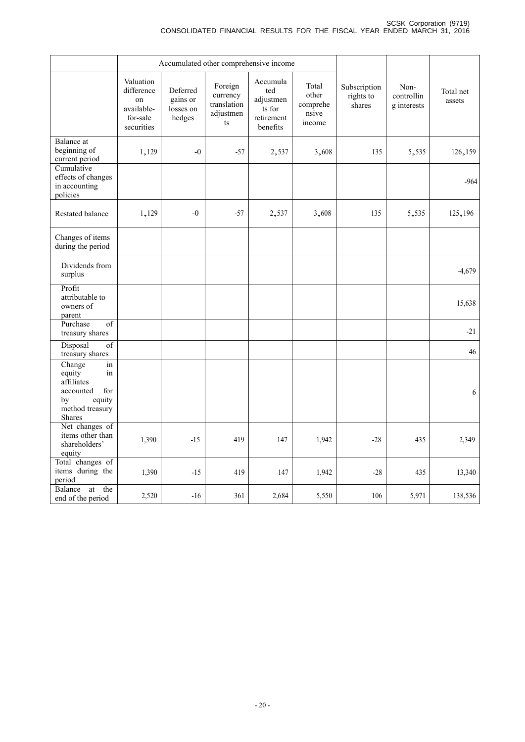| | Accumulated other comprehensive income | | | | | | | |
|---|---|---|---|---|---|---|---|---|
| | Valuation difference on available-for-sale securities | Deferred gains or losses on hedges | Foreign currency translation adjustments | Accumulated adjustments for retirement benefits | Total other comprehensive income | Subscription rights to shares | Non-controlling interests | Total net assets |
| Balance at beginning of current period | 1,129 | -0 | -57 | 2,537 | 3,608 | 135 | 5,535 | 126,159 |
| Cumulative effects of changes in accounting policies | | | | | | | | -964 |
| Restated balance | 1,129 | -0 | -57 | 2,537 | 3,608 | 135 | 5,535 | 125,196 |
| Changes of items during the period | | | | | | | | |
| Dividends from surplus | | | | | | | | -4,679 |
| Profit attributable to owners of parent | | | | | | | | 15,638 |
| Purchase of treasury shares | | | | | | | | -21 |
| Disposal of treasury shares | | | | | | | | 46 |
| Change in equity in affiliates accounted for by equity method treasury Shares | | | | | | | | 6 |
| Net changes of items other than shareholders' equity | 1,390 | -15 | 419 | 147 | 1,942 | -28 | 435 | 2,349 |
| Total changes of items during the period | 1,390 | -15 | 419 | 147 | 1,942 | -28 | 435 | 13,340 |
| Balance at the end of the period | 2,520 | -16 | 361 | 2,684 | 5,550 | 106 | 5,971 | 138,536 |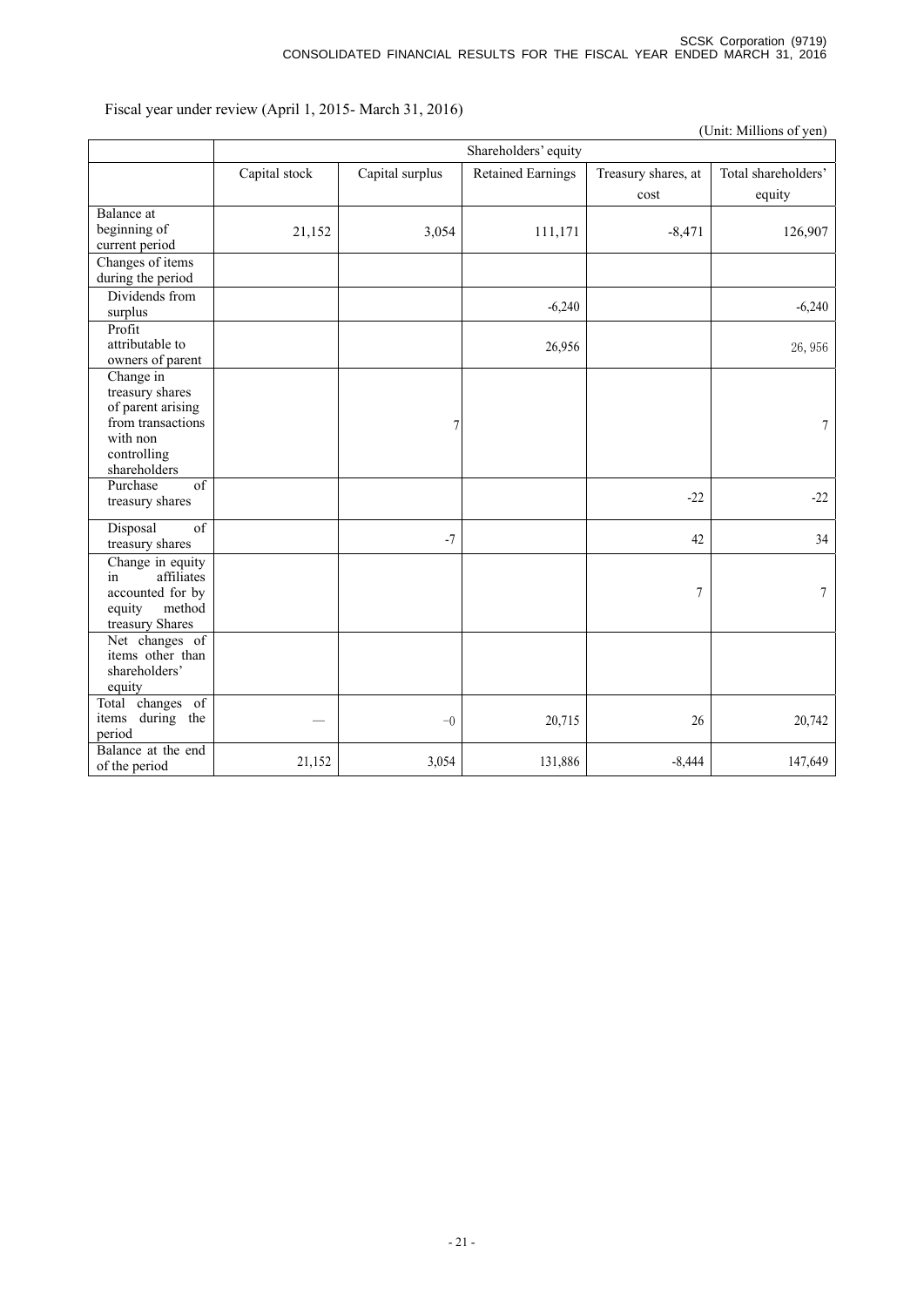Fiscal year under review (April 1, 2015- March 31, 2016)

(Unit: Millions of yen)

| | Shareholders' equity | | | | |
|---|---|---|---|---|---|
| | Capital stock | Capital surplus | Retained Earnings | Treasury shares, at cost | Total shareholders' equity |
| Balance at beginning of current period | 21,152 | 3,054 | 111,171 | -8,471 | 126,907 |
| Changes of items during the period | | | | | |
| Dividends from surplus | | | -6,240 | | -6,240 |
| Profit attributable to owners of parent | | | 26,956 | | 26, 956 |
| Change in treasury shares of parent arising from transactions with non controlling shareholders | | 7 | | | 7 |
| Purchase of treasury shares | | | | -22 | -22 |
| Disposal of treasury shares | | -7 | | 42 | 34 |
| Change in equity in affiliates accounted for by equity method treasury Shares | | | | 7 | 7 |
| Net changes of items other than shareholders' equity | | | | | |
| Total changes of items during the period | — | −0 | 20,715 | 26 | 20,742 |
| Balance at the end of the period | 21,152 | 3,054 | 131,886 | -8,444 | 147,649 |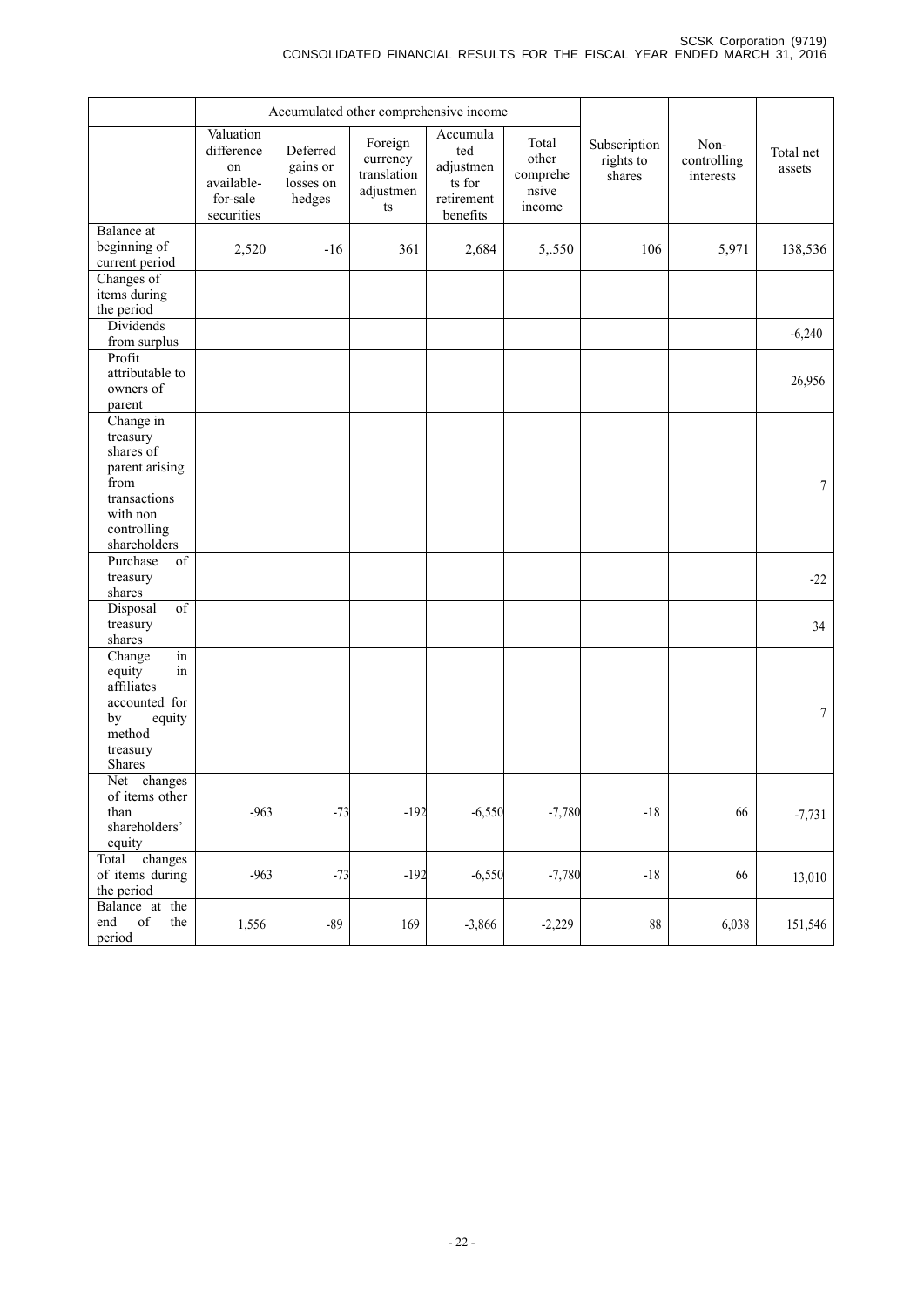| | Accumulated other comprehensive income | | | | | | | |
|---|---|---|---|---|---|---|---|---|
| | Valuation difference on available-for-sale securities | Deferred gains or losses on hedges | Foreign currency translation adjustments | Accumulated adjustments for retirement benefits | Total other comprehensive income | Subscription rights to shares | Non-controlling interests | Total net assets |
| Balance at beginning of current period | 2,520 | -16 | 361 | 2,684 | 5,.550 | 106 | 5,971 | 138,536 |
| Changes of items during the period | | | | | | | | |
| Dividends from surplus | | | | | | | | -6,240 |
| Profit attributable to owners of parent | | | | | | | | 26,956 |
| Change in treasury shares of parent arising from transactions with non controlling shareholders | | | | | | | | 7 |
| Purchase of treasury shares | | | | | | | | -22 |
| Disposal of treasury shares | | | | | | | | 34 |
| Change in equity in affiliates accounted for by equity method treasury Shares | | | | | | | | 7 |
| Net changes of items other than shareholders' equity | -963 | -73 | -192 | -6,550 | -7,780 | -18 | 66 | -7,731 |
| Total changes of items during the period | -963 | -73 | -192 | -6,550 | -7,780 | -18 | 66 | 13,010 |
| Balance at the end of the period | 1,556 | -89 | 169 | -3,866 | -2,229 | 88 | 6,038 | 151,546 |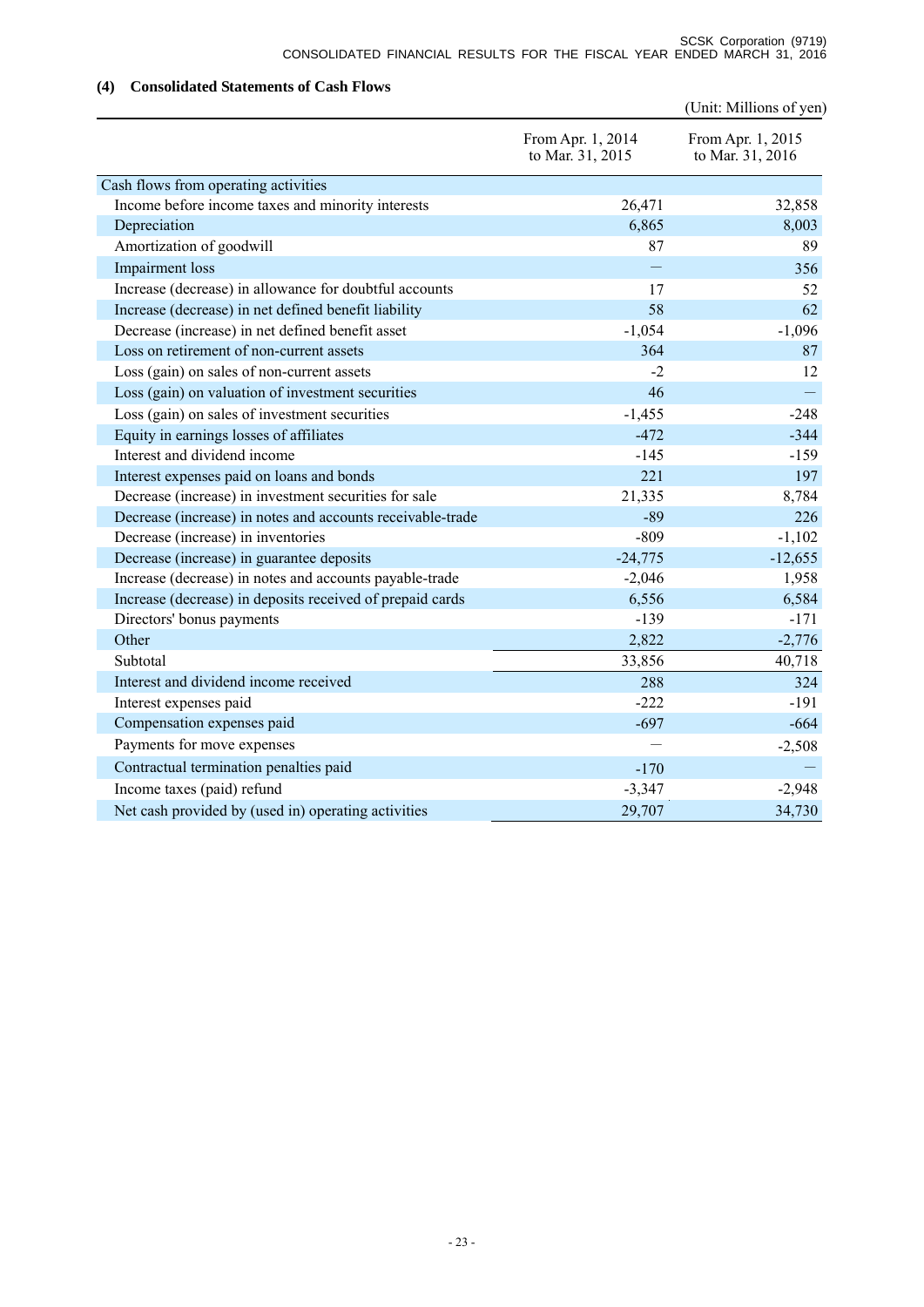### (4) Consolidated Statements of Cash Flows

(Unit: Millions of yen)

| | From Apr. 1, 2014 to Mar. 31, 2015 | From Apr. 1, 2015 to Mar. 31, 2016 |
|---|---|---|
| Cash flows from operating activities | | |
| Income before income taxes and minority interests | 26,471 | 32,858 |
| Depreciation | 6,865 | 8,003 |
| Amortization of goodwill | 87 | 89 |
| Impairment loss | — | 356 |
| Increase (decrease) in allowance for doubtful accounts | 17 | 52 |
| Increase (decrease) in net defined benefit liability | 58 | 62 |
| Decrease (increase) in net defined benefit asset | -1,054 | -1,096 |
| Loss on retirement of non-current assets | 364 | 87 |
| Loss (gain) on sales of non-current assets | -2 | 12 |
| Loss (gain) on valuation of investment securities | 46 | — |
| Loss (gain) on sales of investment securities | -1,455 | -248 |
| Equity in earnings losses of affiliates | -472 | -344 |
| Interest and dividend income | -145 | -159 |
| Interest expenses paid on loans and bonds | 221 | 197 |
| Decrease (increase) in investment securities for sale | 21,335 | 8,784 |
| Decrease (increase) in notes and accounts receivable-trade | -89 | 226 |
| Decrease (increase) in inventories | -809 | -1,102 |
| Decrease (increase) in guarantee deposits | -24,775 | -12,655 |
| Increase (decrease) in notes and accounts payable-trade | -2,046 | 1,958 |
| Increase (decrease) in deposits received of prepaid cards | 6,556 | 6,584 |
| Directors' bonus payments | -139 | -171 |
| Other | 2,822 | -2,776 |
| Subtotal | 33,856 | 40,718 |
| Interest and dividend income received | 288 | 324 |
| Interest expenses paid | -222 | -191 |
| Compensation expenses paid | -697 | -664 |
| Payments for move expenses | — | -2,508 |
| Contractual termination penalties paid | -170 | — |
| Income taxes (paid) refund | -3,347 | -2,948 |
| Net cash provided by (used in) operating activities | 29,707 | 34,730 |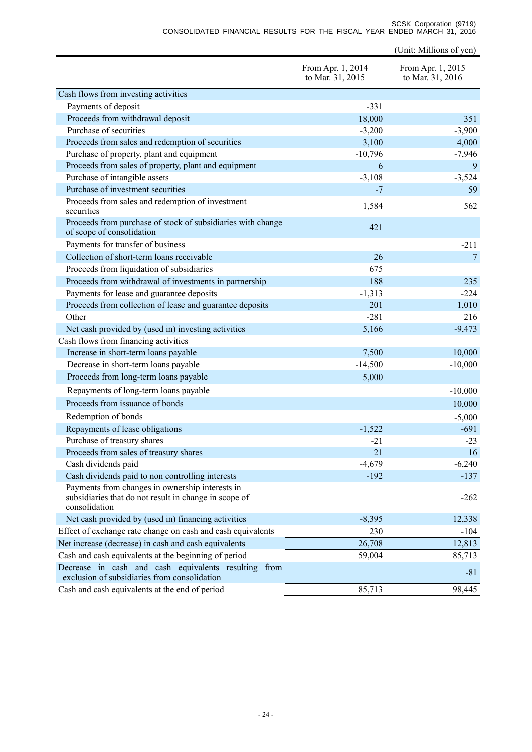(Unit: Millions of yen)

| | From Apr. 1, 2014 to Mar. 31, 2015 | From Apr. 1, 2015 to Mar. 31, 2016 |
|---|---|---|
| Cash flows from investing activities | | |
| Payments of deposit | -331 | — |
| Proceeds from withdrawal deposit | 18,000 | 351 |
| Purchase of securities | -3,200 | -3,900 |
| Proceeds from sales and redemption of securities | 3,100 | 4,000 |
| Purchase of property, plant and equipment | -10,796 | -7,946 |
| Proceeds from sales of property, plant and equipment | 6 | 9 |
| Purchase of intangible assets | -3,108 | -3,524 |
| Purchase of investment securities | -7 | 59 |
| Proceeds from sales and redemption of investment securities | 1,584 | 562 |
| Proceeds from purchase of stock of subsidiaries with change of scope of consolidation | 421 | — |
| Payments for transfer of business | — | -211 |
| Collection of short-term loans receivable | 26 | 7 |
| Proceeds from liquidation of subsidiaries | 675 | — |
| Proceeds from withdrawal of investments in partnership | 188 | 235 |
| Payments for lease and guarantee deposits | -1,313 | -224 |
| Proceeds from collection of lease and guarantee deposits | 201 | 1,010 |
| Other | -281 | 216 |
| Net cash provided by (used in) investing activities | 5,166 | -9,473 |
| Cash flows from financing activities | | |
| Increase in short-term loans payable | 7,500 | 10,000 |
| Decrease in short-term loans payable | -14,500 | -10,000 |
| Proceeds from long-term loans payable | 5,000 | — |
| Repayments of long-term loans payable | — | -10,000 |
| Proceeds from issuance of bonds | — | 10,000 |
| Redemption of bonds | — | -5,000 |
| Repayments of lease obligations | -1,522 | -691 |
| Purchase of treasury shares | -21 | -23 |
| Proceeds from sales of treasury shares | 21 | 16 |
| Cash dividends paid | -4,679 | -6,240 |
| Cash dividends paid to non controlling interests | -192 | -137 |
| Payments from changes in ownership interests in subsidiaries that do not result in change in scope of consolidation | — | -262 |
| Net cash provided by (used in) financing activities | -8,395 | 12,338 |
| Effect of exchange rate change on cash and cash equivalents | 230 | -104 |
| Net increase (decrease) in cash and cash equivalents | 26,708 | 12,813 |
| Cash and cash equivalents at the beginning of period | 59,004 | 85,713 |
| Decrease in cash and cash equivalents resulting from exclusion of subsidiaries from consolidation | — | -81 |
| Cash and cash equivalents at the end of period | 85,713 | 98,445 |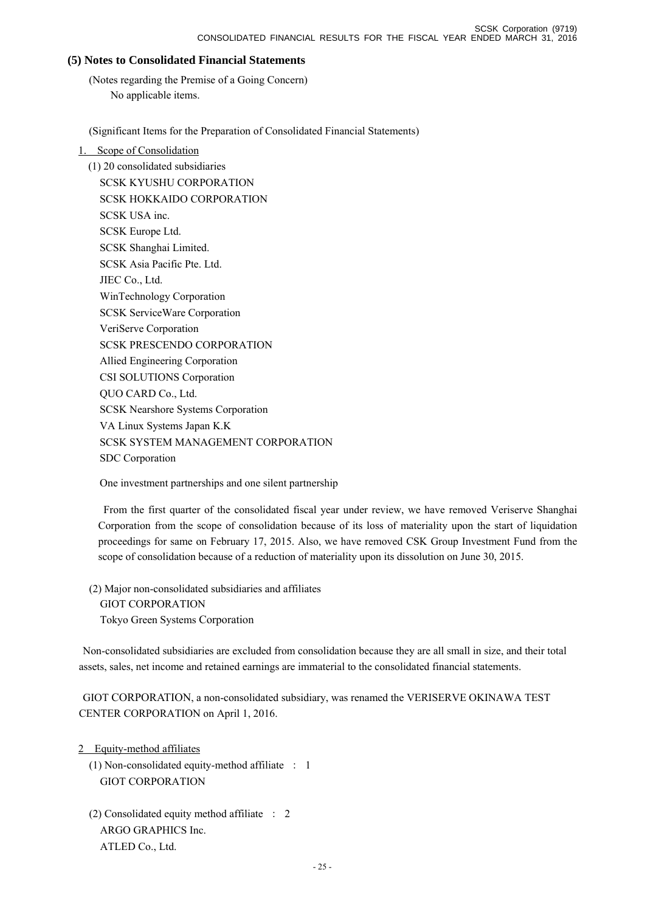## (5) Notes to Consolidated Financial Statements

(Notes regarding the Premise of a Going Concern)

No applicable items.

(Significant Items for the Preparation of Consolidated Financial Statements)

1. Scope of Consolidation

(1) 20 consolidated subsidiaries

SCSK KYUSHU CORPORATION
SCSK HOKKAIDO CORPORATION
SCSK USA inc.
SCSK Europe Ltd.
SCSK Shanghai Limited.
SCSK Asia Pacific Pte. Ltd.
JIEC Co., Ltd.
WinTechnology Corporation
SCSK ServiceWare Corporation
VeriServe Corporation
SCSK PRESCENDO CORPORATION
Allied Engineering Corporation
CSI SOLUTIONS Corporation
QUO CARD Co., Ltd.
SCSK Nearshore Systems Corporation
VA Linux Systems Japan K.K
SCSK SYSTEM MANAGEMENT CORPORATION
SDC Corporation

One investment partnerships and one silent partnership

From the first quarter of the consolidated fiscal year under review, we have removed Veriserve Shanghai Corporation from the scope of consolidation because of its loss of materiality upon the start of liquidation proceedings for same on February 17, 2015. Also, we have removed CSK Group Investment Fund from the scope of consolidation because of a reduction of materiality upon its dissolution on June 30, 2015.

(2) Major non-consolidated subsidiaries and affiliates

GIOT CORPORATION
Tokyo Green Systems Corporation

Non-consolidated subsidiaries are excluded from consolidation because they are all small in size, and their total assets, sales, net income and retained earnings are immaterial to the consolidated financial statements.

GIOT CORPORATION, a non-consolidated subsidiary, was renamed the VERISERVE OKINAWA TEST CENTER CORPORATION on April 1, 2016.

2 Equity-method affiliates

(1) Non-consolidated equity-method affiliate : 1

GIOT CORPORATION

(2) Consolidated equity method affiliate : 2

ARGO GRAPHICS Inc.
ATLED Co., Ltd.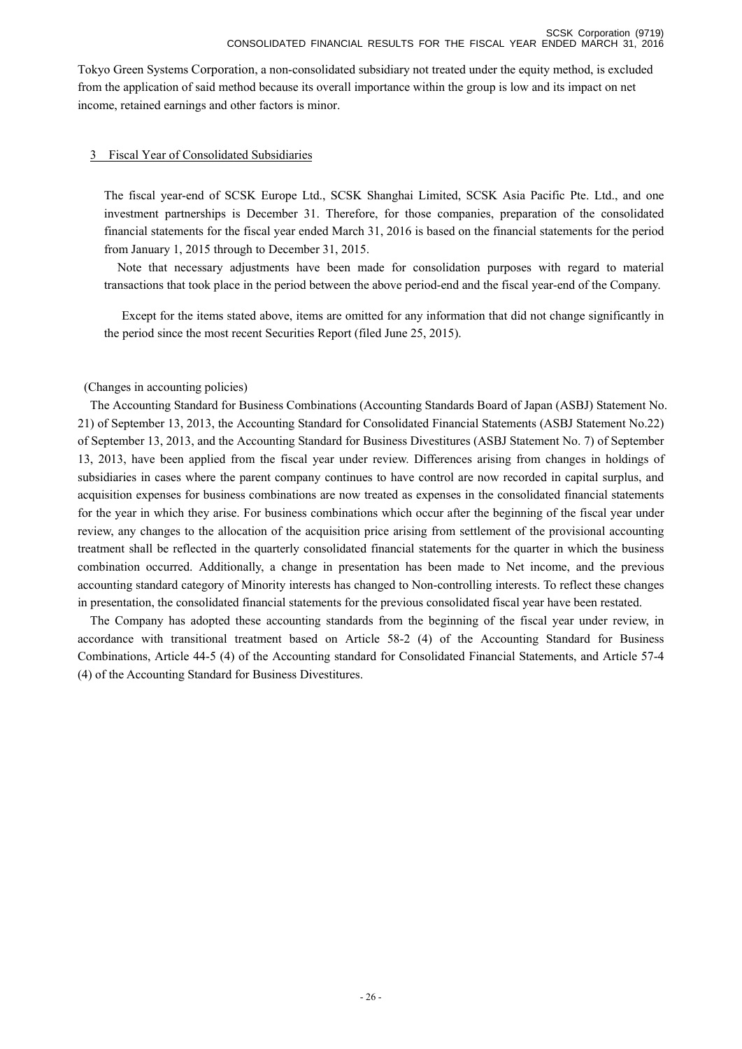Tokyo Green Systems Corporation, a non-consolidated subsidiary not treated under the equity method, is excluded from the application of said method because its overall importance within the group is low and its impact on net income, retained earnings and other factors is minor.

### 3 Fiscal Year of Consolidated Subsidiaries

The fiscal year-end of SCSK Europe Ltd., SCSK Shanghai Limited, SCSK Asia Pacific Pte. Ltd., and one investment partnerships is December 31. Therefore, for those companies, preparation of the consolidated financial statements for the fiscal year ended March 31, 2016 is based on the financial statements for the period from January 1, 2015 through to December 31, 2015.

Note that necessary adjustments have been made for consolidation purposes with regard to material transactions that took place in the period between the above period-end and the fiscal year-end of the Company.

Except for the items stated above, items are omitted for any information that did not change significantly in the period since the most recent Securities Report (filed June 25, 2015).

(Changes in accounting policies)

The Accounting Standard for Business Combinations (Accounting Standards Board of Japan (ASBJ) Statement No. 21) of September 13, 2013, the Accounting Standard for Consolidated Financial Statements (ASBJ Statement No.22) of September 13, 2013, and the Accounting Standard for Business Divestitures (ASBJ Statement No. 7) of September 13, 2013, have been applied from the fiscal year under review. Differences arising from changes in holdings of subsidiaries in cases where the parent company continues to have control are now recorded in capital surplus, and acquisition expenses for business combinations are now treated as expenses in the consolidated financial statements for the year in which they arise. For business combinations which occur after the beginning of the fiscal year under review, any changes to the allocation of the acquisition price arising from settlement of the provisional accounting treatment shall be reflected in the quarterly consolidated financial statements for the quarter in which the business combination occurred. Additionally, a change in presentation has been made to Net income, and the previous accounting standard category of Minority interests has changed to Non-controlling interests. To reflect these changes in presentation, the consolidated financial statements for the previous consolidated fiscal year have been restated.

The Company has adopted these accounting standards from the beginning of the fiscal year under review, in accordance with transitional treatment based on Article 58-2 (4) of the Accounting Standard for Business Combinations, Article 44-5 (4) of the Accounting standard for Consolidated Financial Statements, and Article 57-4 (4) of the Accounting Standard for Business Divestitures.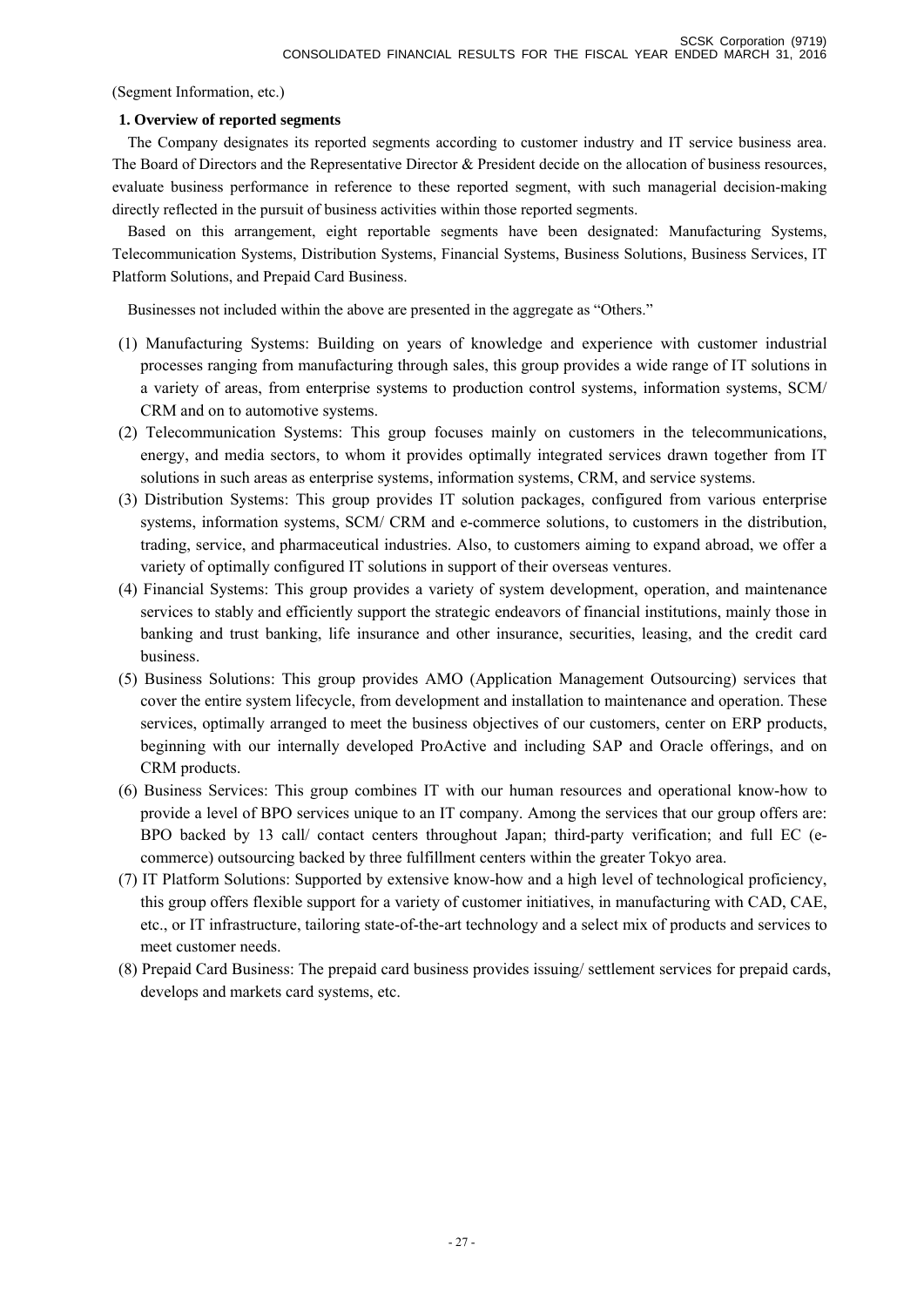(Segment Information, etc.)

**1. Overview of reported segments**

The Company designates its reported segments according to customer industry and IT service business area. The Board of Directors and the Representative Director & President decide on the allocation of business resources, evaluate business performance in reference to these reported segment, with such managerial decision-making directly reflected in the pursuit of business activities within those reported segments.

Based on this arrangement, eight reportable segments have been designated: Manufacturing Systems, Telecommunication Systems, Distribution Systems, Financial Systems, Business Solutions, Business Services, IT Platform Solutions, and Prepaid Card Business.

Businesses not included within the above are presented in the aggregate as “Others.”

(1) Manufacturing Systems: Building on years of knowledge and experience with customer industrial processes ranging from manufacturing through sales, this group provides a wide range of IT solutions in a variety of areas, from enterprise systems to production control systems, information systems, SCM/ CRM and on to automotive systems.

(2) Telecommunication Systems: This group focuses mainly on customers in the telecommunications, energy, and media sectors, to whom it provides optimally integrated services drawn together from IT solutions in such areas as enterprise systems, information systems, CRM, and service systems.

(3) Distribution Systems: This group provides IT solution packages, configured from various enterprise systems, information systems, SCM/ CRM and e-commerce solutions, to customers in the distribution, trading, service, and pharmaceutical industries. Also, to customers aiming to expand abroad, we offer a variety of optimally configured IT solutions in support of their overseas ventures.

(4) Financial Systems: This group provides a variety of system development, operation, and maintenance services to stably and efficiently support the strategic endeavors of financial institutions, mainly those in banking and trust banking, life insurance and other insurance, securities, leasing, and the credit card business.

(5) Business Solutions: This group provides AMO (Application Management Outsourcing) services that cover the entire system lifecycle, from development and installation to maintenance and operation. These services, optimally arranged to meet the business objectives of our customers, center on ERP products, beginning with our internally developed ProActive and including SAP and Oracle offerings, and on CRM products.

(6) Business Services: This group combines IT with our human resources and operational know-how to provide a level of BPO services unique to an IT company. Among the services that our group offers are: BPO backed by 13 call/ contact centers throughout Japan; third-party verification; and full EC (e-commerce) outsourcing backed by three fulfillment centers within the greater Tokyo area.

(7) IT Platform Solutions: Supported by extensive know-how and a high level of technological proficiency, this group offers flexible support for a variety of customer initiatives, in manufacturing with CAD, CAE, etc., or IT infrastructure, tailoring state-of-the-art technology and a select mix of products and services to meet customer needs.

(8) Prepaid Card Business: The prepaid card business provides issuing/ settlement services for prepaid cards, develops and markets card systems, etc.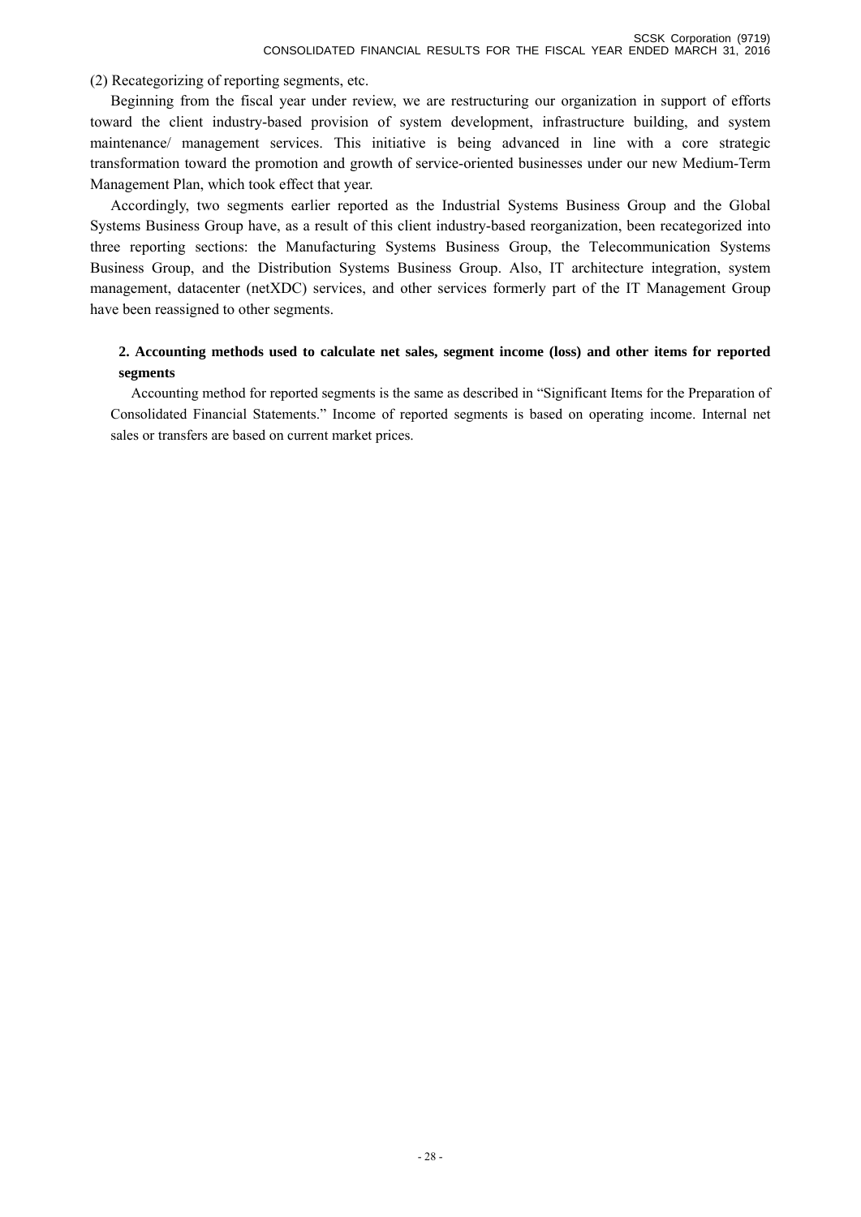(2) Recategorizing of reporting segments, etc.

Beginning from the fiscal year under review, we are restructuring our organization in support of efforts toward the client industry-based provision of system development, infrastructure building, and system maintenance/ management services. This initiative is being advanced in line with a core strategic transformation toward the promotion and growth of service-oriented businesses under our new Medium-Term Management Plan, which took effect that year.

Accordingly, two segments earlier reported as the Industrial Systems Business Group and the Global Systems Business Group have, as a result of this client industry-based reorganization, been recategorized into three reporting sections: the Manufacturing Systems Business Group, the Telecommunication Systems Business Group, and the Distribution Systems Business Group. Also, IT architecture integration, system management, datacenter (netXDC) services, and other services formerly part of the IT Management Group have been reassigned to other segments.

**2. Accounting methods used to calculate net sales, segment income (loss) and other items for reported segments**

Accounting method for reported segments is the same as described in “Significant Items for the Preparation of Consolidated Financial Statements.” Income of reported segments is based on operating income. Internal net sales or transfers are based on current market prices.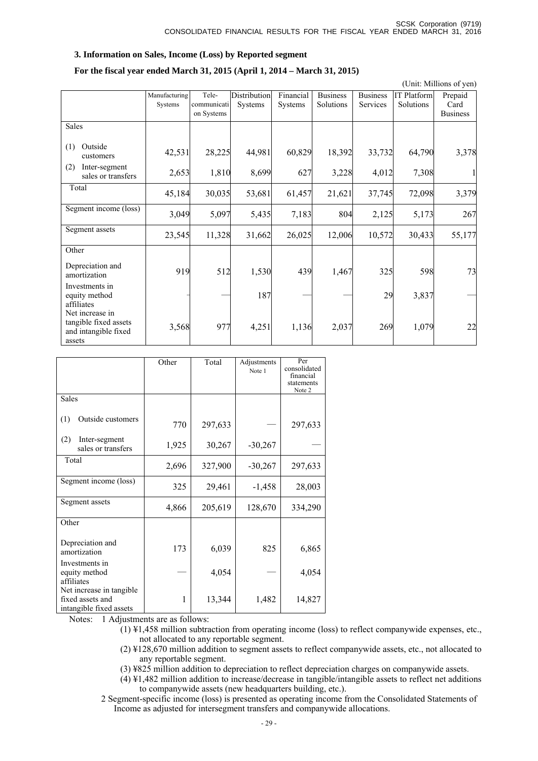### 3. Information on Sales, Income (Loss) by Reported segment

**For the fiscal year ended March 31, 2015 (April 1, 2014 – March 31, 2015)**

(Unit: Millions of yen)

| | Manufacturing Systems | Tele-communication Systems | Distribution Systems | Financial Systems | Business Solutions | Business Services | IT Platform Solutions | Prepaid Card Business |
|---|---|---|---|---|---|---|---|---|
| Sales | | | | | | | | |
| (1) Outside customers | 42,531 | 28,225 | 44,981 | 60,829 | 18,392 | 33,732 | 64,790 | 3,378 |
| (2) Inter-segment sales or transfers | 2,653 | 1,810 | 8,699 | 627 | 3,228 | 4,012 | 7,308 | 1 |
| Total | 45,184 | 30,035 | 53,681 | 61,457 | 21,621 | 37,745 | 72,098 | 3,379 |
| Segment income (loss) | 3,049 | 5,097 | 5,435 | 7,183 | 804 | 2,125 | 5,173 | 267 |
| Segment assets | 23,545 | 11,328 | 31,662 | 26,025 | 12,006 | 10,572 | 30,433 | 55,177 |
| Other | | | | | | | | |
| Depreciation and amortization | 919 | 512 | 1,530 | 439 | 1,467 | 325 | 598 | 73 |
| Investments in equity method affiliates | — | — | 187 | — | — | 29 | 3,837 | — |
| Net increase in tangible fixed assets and intangible fixed assets | 3,568 | 977 | 4,251 | 1,136 | 2,037 | 269 | 1,079 | 22 |

| | Other | Total | Adjustments Note 1 | Per consolidated financial statements Note 2 |
|---|---|---|---|---|
| Sales | | | | |
| (1) Outside customers | 770 | 297,633 | — | 297,633 |
| (2) Inter-segment sales or transfers | 1,925 | 30,267 | -30,267 | — |
| Total | 2,696 | 327,900 | -30,267 | 297,633 |
| Segment income (loss) | 325 | 29,461 | -1,458 | 28,003 |
| Segment assets | 4,866 | 205,619 | 128,670 | 334,290 |
| Other | | | | |
| Depreciation and amortization | 173 | 6,039 | 825 | 6,865 |
| Investments in equity method affiliates | — | 4,054 | — | 4,054 |
| Net increase in tangible fixed assets and intangible fixed assets | 1 | 13,344 | 1,482 | 14,827 |

Notes: 1 Adjustments are as follows:

(1) ¥1,458 million subtraction from operating income (loss) to reflect companywide expenses, etc., not allocated to any reportable segment.

(2) ¥128,670 million addition to segment assets to reflect companywide assets, etc., not allocated to any reportable segment.

(3) ¥825 million addition to depreciation to reflect depreciation charges on companywide assets.

(4) ¥1,482 million addition to increase/decrease in tangible/intangible assets to reflect net additions to companywide assets (new headquarters building, etc.).

2 Segment-specific income (loss) is presented as operating income from the Consolidated Statements of Income as adjusted for intersegment transfers and companywide allocations.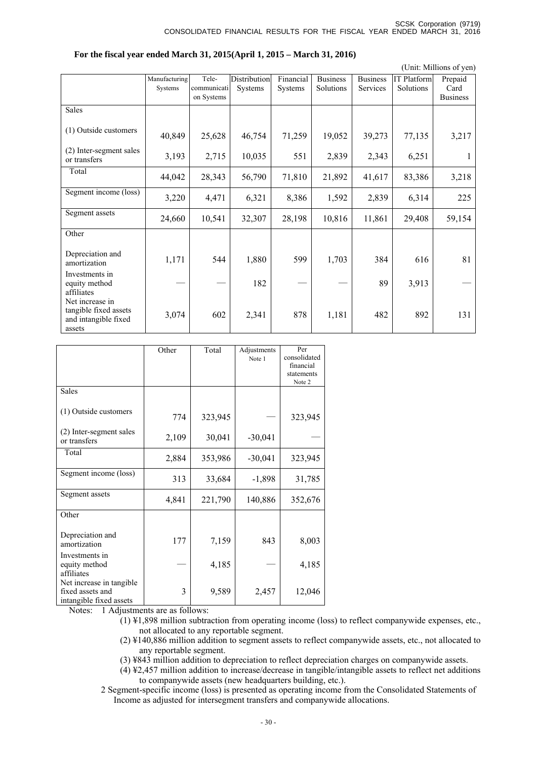**For the fiscal year ended March 31, 2015(April 1, 2015 – March 31, 2016)**

(Unit: Millions of yen)

| | Manufacturing Systems | Tele-communications Systems | Distribution Systems | Financial Systems | Business Solutions | Business Services | IT Platform Solutions | Prepaid Card Business |
|---|---|---|---|---|---|---|---|---|
| Sales | | | | | | | | |
| (1) Outside customers | 40,849 | 25,628 | 46,754 | 71,259 | 19,052 | 39,273 | 77,135 | 3,217 |
| (2) Inter-segment sales or transfers | 3,193 | 2,715 | 10,035 | 551 | 2,839 | 2,343 | 6,251 | 1 |
| Total | 44,042 | 28,343 | 56,790 | 71,810 | 21,892 | 41,617 | 83,386 | 3,218 |
| Segment income (loss) | 3,220 | 4,471 | 6,321 | 8,386 | 1,592 | 2,839 | 6,314 | 225 |
| Segment assets | 24,660 | 10,541 | 32,307 | 28,198 | 10,816 | 11,861 | 29,408 | 59,154 |
| Other | | | | | | | | |
| Depreciation and amortization | 1,171 | 544 | 1,880 | 599 | 1,703 | 384 | 616 | 81 |
| Investments in equity method affiliates | — | — | 182 | — | — | 89 | 3,913 | — |
| Net increase in tangible fixed assets and intangible fixed assets | 3,074 | 602 | 2,341 | 878 | 1,181 | 482 | 892 | 131 |

| | Other | Total | Adjustments Note 1 | Per consolidated financial statements Note 2 |
|---|---|---|---|---|
| Sales | | | | |
| (1) Outside customers | 774 | 323,945 | — | 323,945 |
| (2) Inter-segment sales or transfers | 2,109 | 30,041 | -30,041 | — |
| Total | 2,884 | 353,986 | -30,041 | 323,945 |
| Segment income (loss) | 313 | 33,684 | -1,898 | 31,785 |
| Segment assets | 4,841 | 221,790 | 140,886 | 352,676 |
| Other | | | | |
| Depreciation and amortization | 177 | 7,159 | 843 | 8,003 |
| Investments in equity method affiliates | — | 4,185 | — | 4,185 |
| Net increase in tangible fixed assets and intangible fixed assets | 3 | 9,589 | 2,457 | 12,046 |

Notes: 1 Adjustments are as follows:

(1) ¥1,898 million subtraction from operating income (loss) to reflect companywide expenses, etc., not allocated to any reportable segment.

(2) ¥140,886 million addition to segment assets to reflect companywide assets, etc., not allocated to any reportable segment.

(3) ¥843 million addition to depreciation to reflect depreciation charges on companywide assets.

(4) ¥2,457 million addition to increase/decrease in tangible/intangible assets to reflect net additions to companywide assets (new headquarters building, etc.).

2 Segment-specific income (loss) is presented as operating income from the Consolidated Statements of Income as adjusted for intersegment transfers and companywide allocations.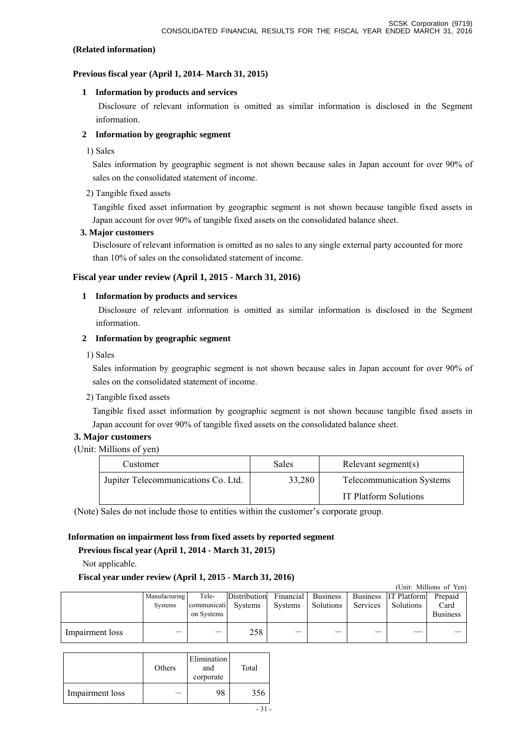**(Related information)**

**Previous fiscal year (April 1, 2014- March 31, 2015)**

**1 Information by products and services**

Disclosure of relevant information is omitted as similar information is disclosed in the Segment information.

**2 Information by geographic segment**

1) Sales

Sales information by geographic segment is not shown because sales in Japan account for over 90% of sales on the consolidated statement of income.

2) Tangible fixed assets

Tangible fixed asset information by geographic segment is not shown because tangible fixed assets in Japan account for over 90% of tangible fixed assets on the consolidated balance sheet.

**3. Major customers**

Disclosure of relevant information is omitted as no sales to any single external party accounted for more than 10% of sales on the consolidated statement of income.

**Fiscal year under review (April 1, 2015 - March 31, 2016)**

**1 Information by products and services**

Disclosure of relevant information is omitted as similar information is disclosed in the Segment information.

**2 Information by geographic segment**

1) Sales

Sales information by geographic segment is not shown because sales in Japan account for over 90% of sales on the consolidated statement of income.

2) Tangible fixed assets

Tangible fixed asset information by geographic segment is not shown because tangible fixed assets in Japan account for over 90% of tangible fixed assets on the consolidated balance sheet.

**3. Major customers**

(Unit: Millions of yen)

| Customer | Sales | Relevant segment(s) |
|---|---|---|
| Jupiter Telecommunications Co. Ltd. | 33,280 | Telecommunication Systems<br>IT Platform Solutions |

(Note) Sales do not include those to entities within the customer's corporate group.

**Information on impairment loss from fixed assets by reported segment**

**Previous fiscal year (April 1, 2014 - March 31, 2015)**

Not applicable.

**Fiscal year under review (April 1, 2015 - March 31, 2016)**

(Unit: Millions of Yen)

| | Manufacturing Systems | Tele-communication Systems | Distribution Systems | Financial Systems | Business Solutions | Business Services | IT Platform Solutions | Prepaid Card Business |
|---|---|---|---|---|---|---|---|---|
| Impairment loss | — | — | 258 | — | — | — | — | — |

| | Others | Elimination and corporate | Total |
|---|---|---|---|
| Impairment loss | — | 98 | 356 |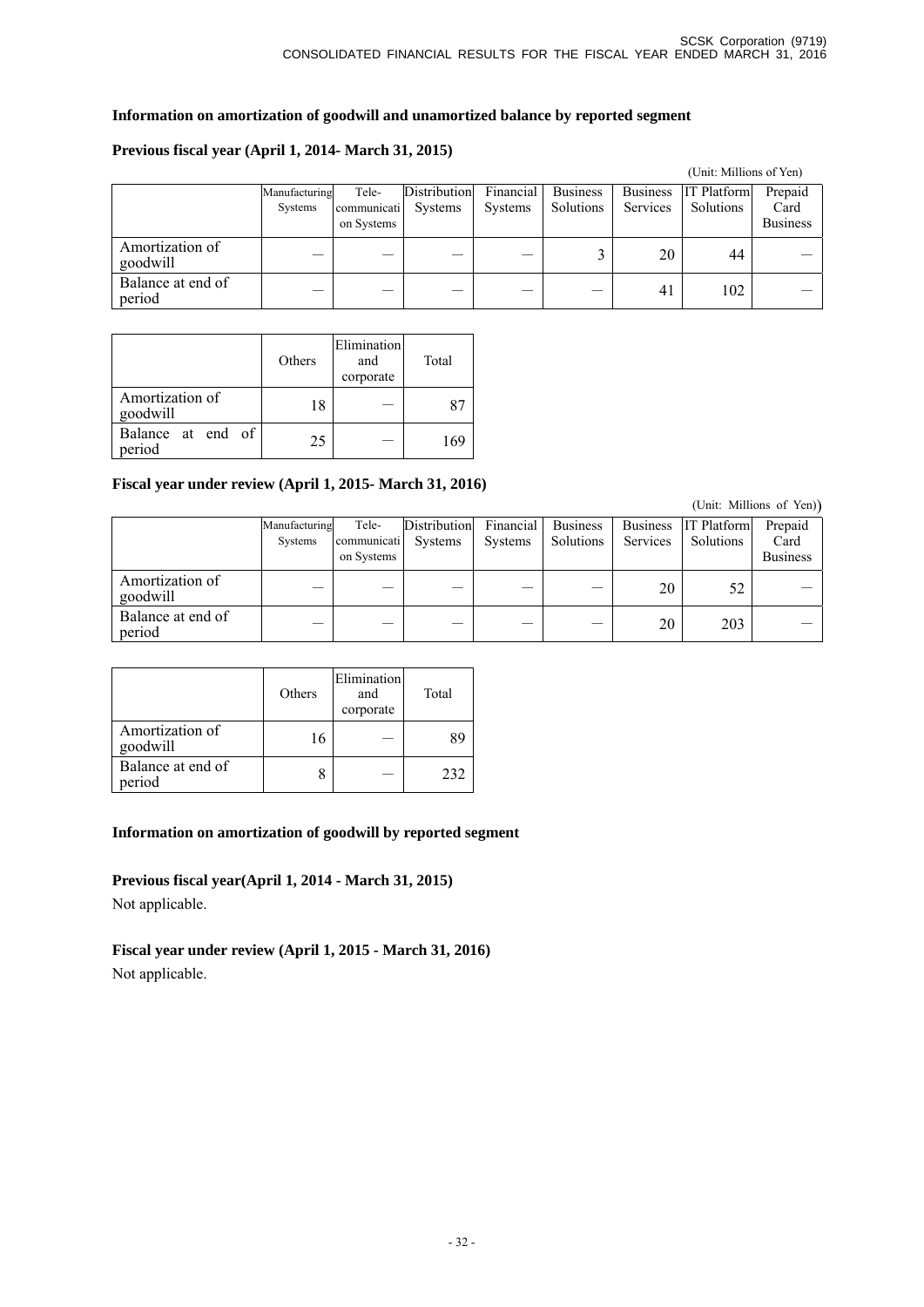## Information on amortization of goodwill and unamortized balance by reported segment

### Previous fiscal year (April 1, 2014- March 31, 2015)

(Unit: Millions of Yen)

| | Manufacturing Systems | Tele-communication Systems | Distribution Systems | Financial Systems | Business Solutions | Business Services | IT Platform Solutions | Prepaid Card Business | Others | Elimination and corporate | Total |
|---|---|---|---|---|---|---|---|---|---|---|---|
| Amortization of goodwill | — | — | — | — | 3 | 20 | 44 | — | 18 | — | 87 |
| Balance at end of period | — | — | — | — | — | 41 | 102 | — | 25 | — | 169 |

### Fiscal year under review (April 1, 2015- March 31, 2016)

(Unit: Millions of Yen))

| | Manufacturing Systems | Tele-communication Systems | Distribution Systems | Financial Systems | Business Solutions | Business Services | IT Platform Solutions | Prepaid Card Business | Others | Elimination and corporate | Total |
|---|---|---|---|---|---|---|---|---|---|---|---|
| Amortization of goodwill | — | — | — | — | — | 20 | 52 | — | 16 | — | 89 |
| Balance at end of period | — | — | — | — | — | 20 | 203 | — | 8 | — | 232 |

## Information on amortization of goodwill by reported segment

### Previous fiscal year(April 1, 2014 - March 31, 2015)

Not applicable.

### Fiscal year under review (April 1, 2015 - March 31, 2016)

Not applicable.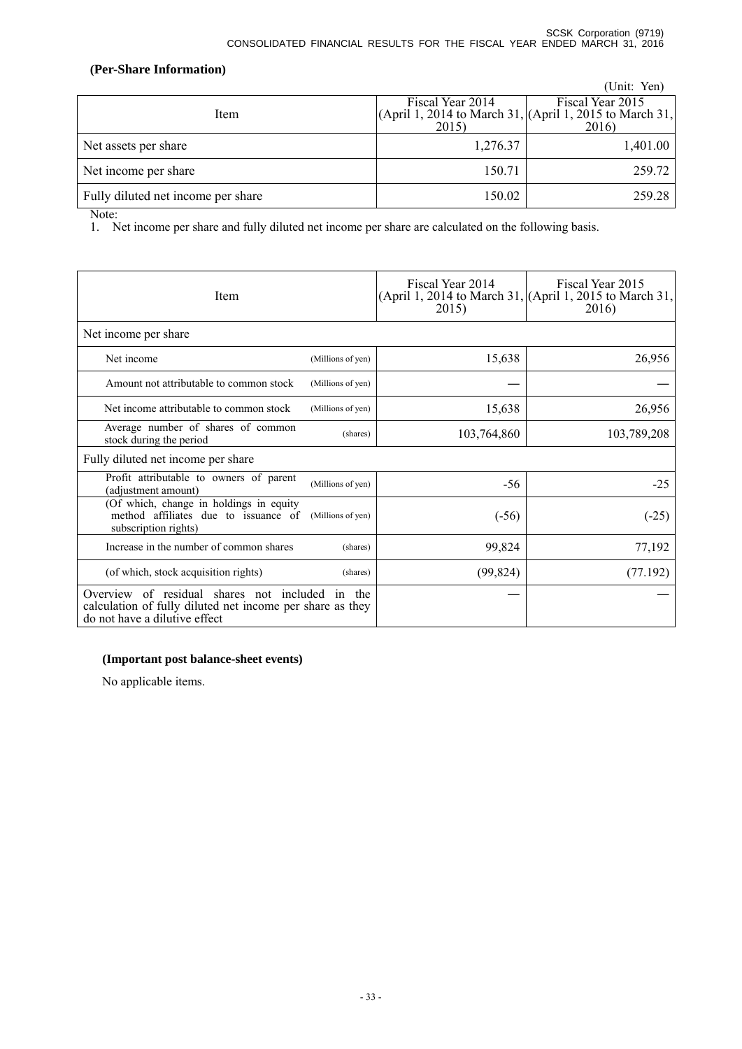### (Per-Share Information)

(Unit: Yen)

| Item | Fiscal Year 2014 (April 1, 2014 to March 31, 2015) | Fiscal Year 2015 (April 1, 2015 to March 31, 2016) |
|---|---|---|
| Net assets per share | 1,276.37 | 1,401.00 |
| Net income per share | 150.71 | 259.72 |
| Fully diluted net income per share | 150.02 | 259.28 |

Note:
1. Net income per share and fully diluted net income per share are calculated on the following basis.

| Item | | Fiscal Year 2014 (April 1, 2014 to March 31, 2015) | Fiscal Year 2015 (April 1, 2015 to March 31, 2016) |
|---|---|---|---|
| Net income per share | | | |
| Net income | (Millions of yen) | 15,638 | 26,956 |
| Amount not attributable to common stock | (Millions of yen) | — | — |
| Net income attributable to common stock | (Millions of yen) | 15,638 | 26,956 |
| Average number of shares of common stock during the period | (shares) | 103,764,860 | 103,789,208 |
| Fully diluted net income per share | | | |
| Profit attributable to owners of parent (adjustment amount) | (Millions of yen) | -56 | -25 |
| (Of which, change in holdings in equity method affiliates due to issuance of subscription rights) | (Millions of yen) | (-56) | (-25) |
| Increase in the number of common shares | (shares) | 99,824 | 77,192 |
| (of which, stock acquisition rights) | (shares) | (99,824) | (77.192) |
| Overview of residual shares not included in the calculation of fully diluted net income per share as they do not have a dilutive effect | | — | — |

### (Important post balance-sheet events)

No applicable items.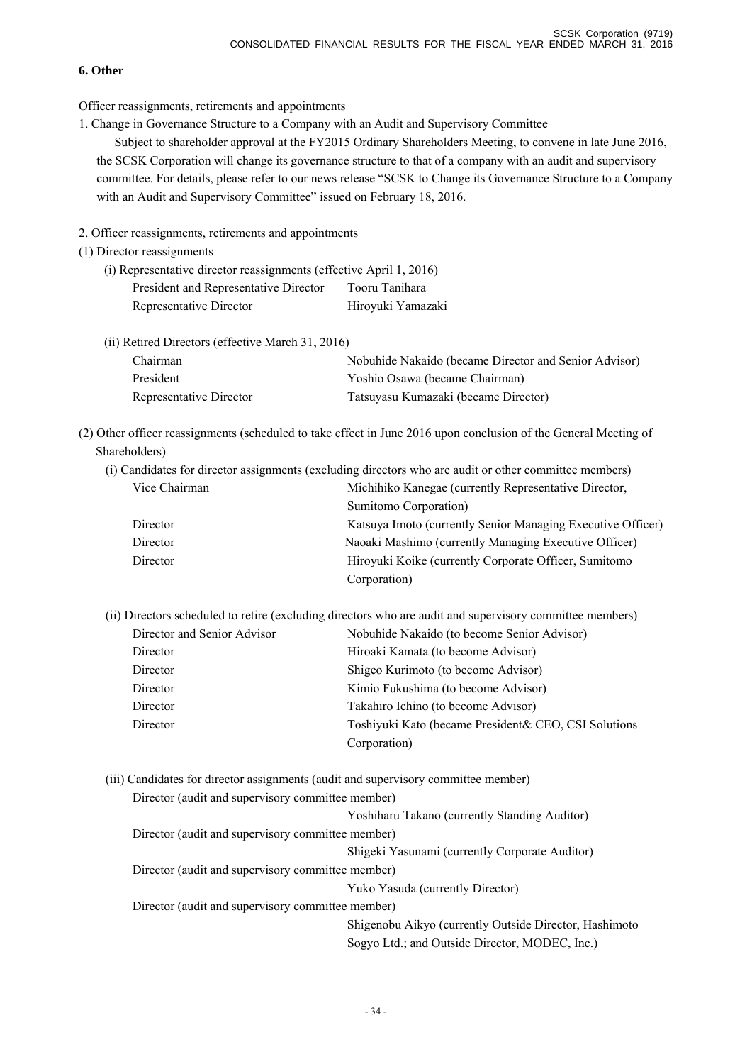## 6. Other

Officer reassignments, retirements and appointments

1. Change in Governance Structure to a Company with an Audit and Supervisory Committee

   Subject to shareholder approval at the FY2015 Ordinary Shareholders Meeting, to convene in late June 2016, the SCSK Corporation will change its governance structure to that of a company with an audit and supervisory committee. For details, please refer to our news release "SCSK to Change its Governance Structure to a Company with an Audit and Supervisory Committee" issued on February 18, 2016.

2. Officer reassignments, retirements and appointments

(1) Director reassignments

(i) Representative director reassignments (effective April 1, 2016)

| | |
|---|---|
| President and Representative Director | Tooru Tanihara |
| Representative Director | Hiroyuki Yamazaki |

(ii) Retired Directors (effective March 31, 2016)

| | |
|---|---|
| Chairman | Nobuhide Nakaido (became Director and Senior Advisor) |
| President | Yoshio Osawa (became Chairman) |
| Representative Director | Tatsuyasu Kumazaki (became Director) |

(2) Other officer reassignments (scheduled to take effect in June 2016 upon conclusion of the General Meeting of Shareholders)

(i) Candidates for director assignments (excluding directors who are audit or other committee members)

| | |
|---|---|
| Vice Chairman | Michihiko Kanegae (currently Representative Director, Sumitomo Corporation) |
| Director | Katsuya Imoto (currently Senior Managing Executive Officer) |
| Director | Naoaki Mashimo (currently Managing Executive Officer) |
| Director | Hiroyuki Koike (currently Corporate Officer, Sumitomo Corporation) |

(ii) Directors scheduled to retire (excluding directors who are audit and supervisory committee members)

| | |
|---|---|
| Director and Senior Advisor | Nobuhide Nakaido (to become Senior Advisor) |
| Director | Hiroaki Kamata (to become Advisor) |
| Director | Shigeo Kurimoto (to become Advisor) |
| Director | Kimio Fukushima (to become Advisor) |
| Director | Takahiro Ichino (to become Advisor) |
| Director | Toshiyuki Kato (became President& CEO, CSI Solutions Corporation) |

(iii) Candidates for director assignments (audit and supervisory committee member)

| | |
|---|---|
| Director (audit and supervisory committee member) | Yoshiharu Takano (currently Standing Auditor) |
| Director (audit and supervisory committee member) | Shigeki Yasunami (currently Corporate Auditor) |
| Director (audit and supervisory committee member) | Yuko Yasuda (currently Director) |
| Director (audit and supervisory committee member) | Shigenobu Aikyo (currently Outside Director, Hashimoto Sogyo Ltd.; and Outside Director, MODEC, Inc.) |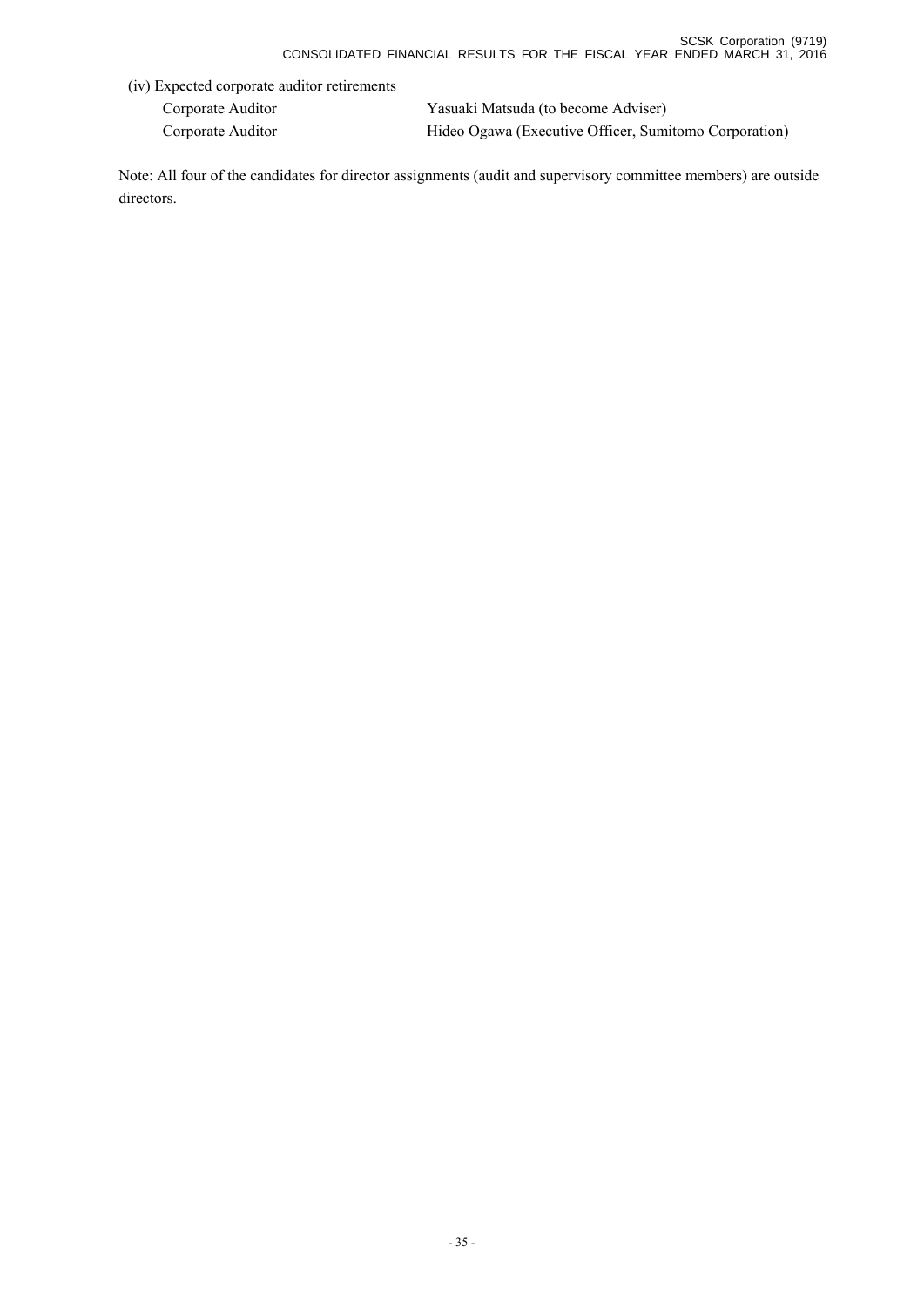(iv) Expected corporate auditor retirements

| | |
|---|---|
| Corporate Auditor | Yasuaki Matsuda (to become Adviser) |
| Corporate Auditor | Hideo Ogawa (Executive Officer, Sumitomo Corporation) |

Note: All four of the candidates for director assignments (audit and supervisory committee members) are outside directors.